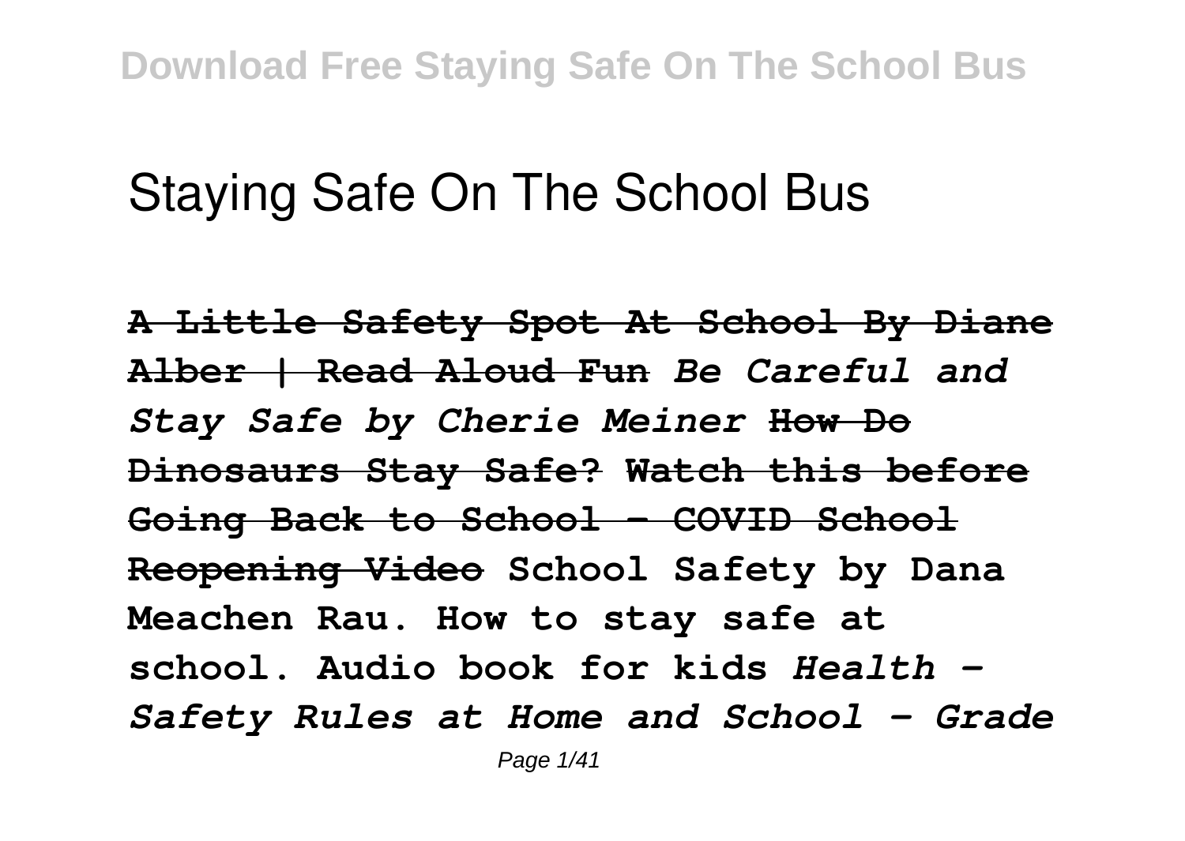# Staying Safe On The School Bus

**~~A Little Safety Spot At School By Diane Alber | Read Aloud Fun~~** ***Be Careful and Stay Safe by Cherie Meiner*** **~~How Do Dinosaurs Stay Safe?~~** **~~Watch this before Going Back to School - COVID School Reopening Video~~** **School Safety by Dana Meachen Rau. How to stay safe at school. Audio book for kids** ***Health - Safety Rules at Home and School - Grade***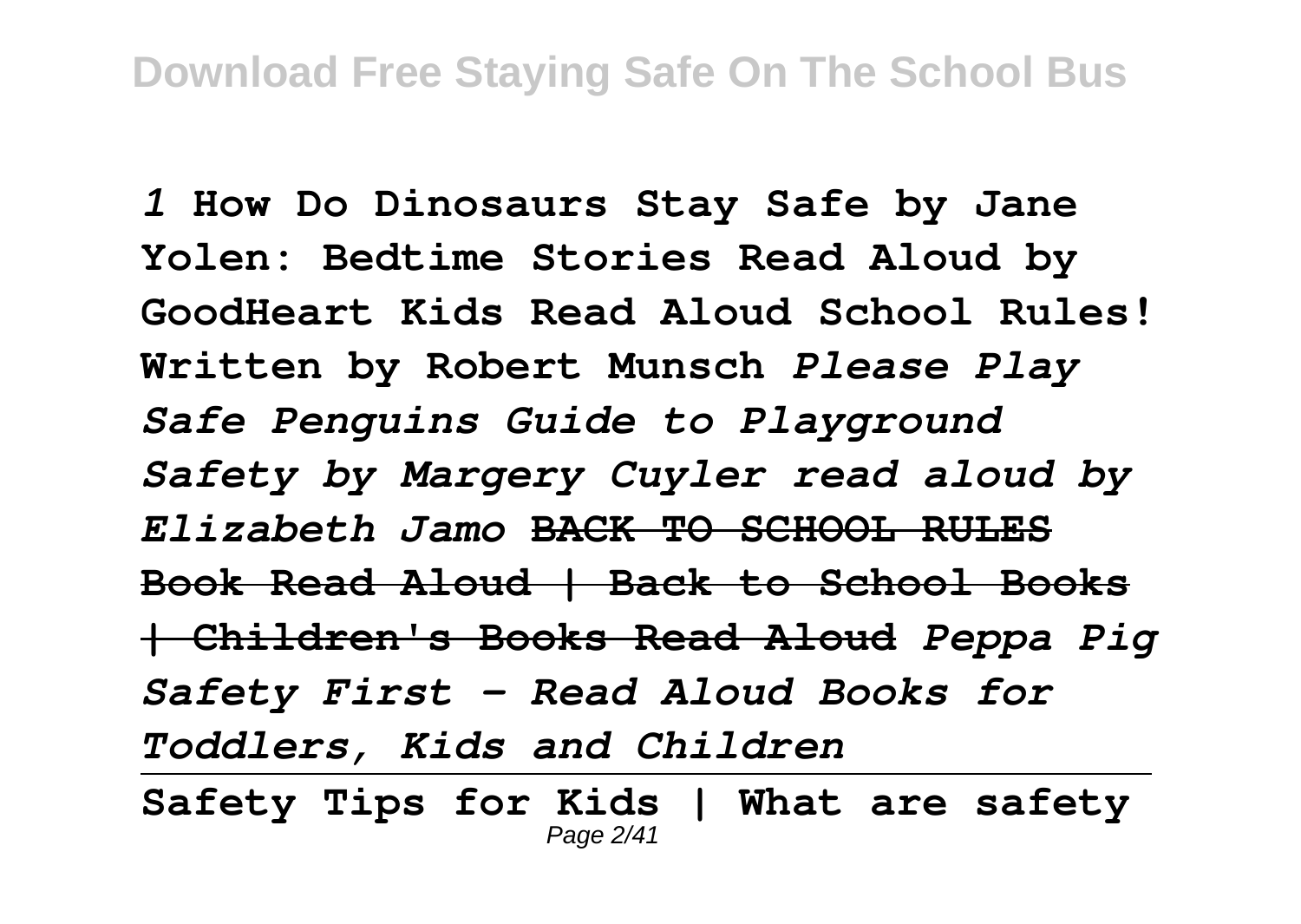*1* **How Do Dinosaurs Stay Safe by Jane Yolen: Bedtime Stories Read Aloud by GoodHeart Kids Read Aloud School Rules! Written by Robert Munsch** *Please Play Safe Penguins Guide to Playground Safety by Margery Cuyler read aloud by Elizabeth Jamo* ~~**BACK TO SCHOOL RULES Book Read Aloud | Back to School Books | Children's Books Read Aloud**~~ *Peppa Pig Safety First - Read Aloud Books for Toddlers, Kids and Children*

**Safety Tips for Kids | What are safety**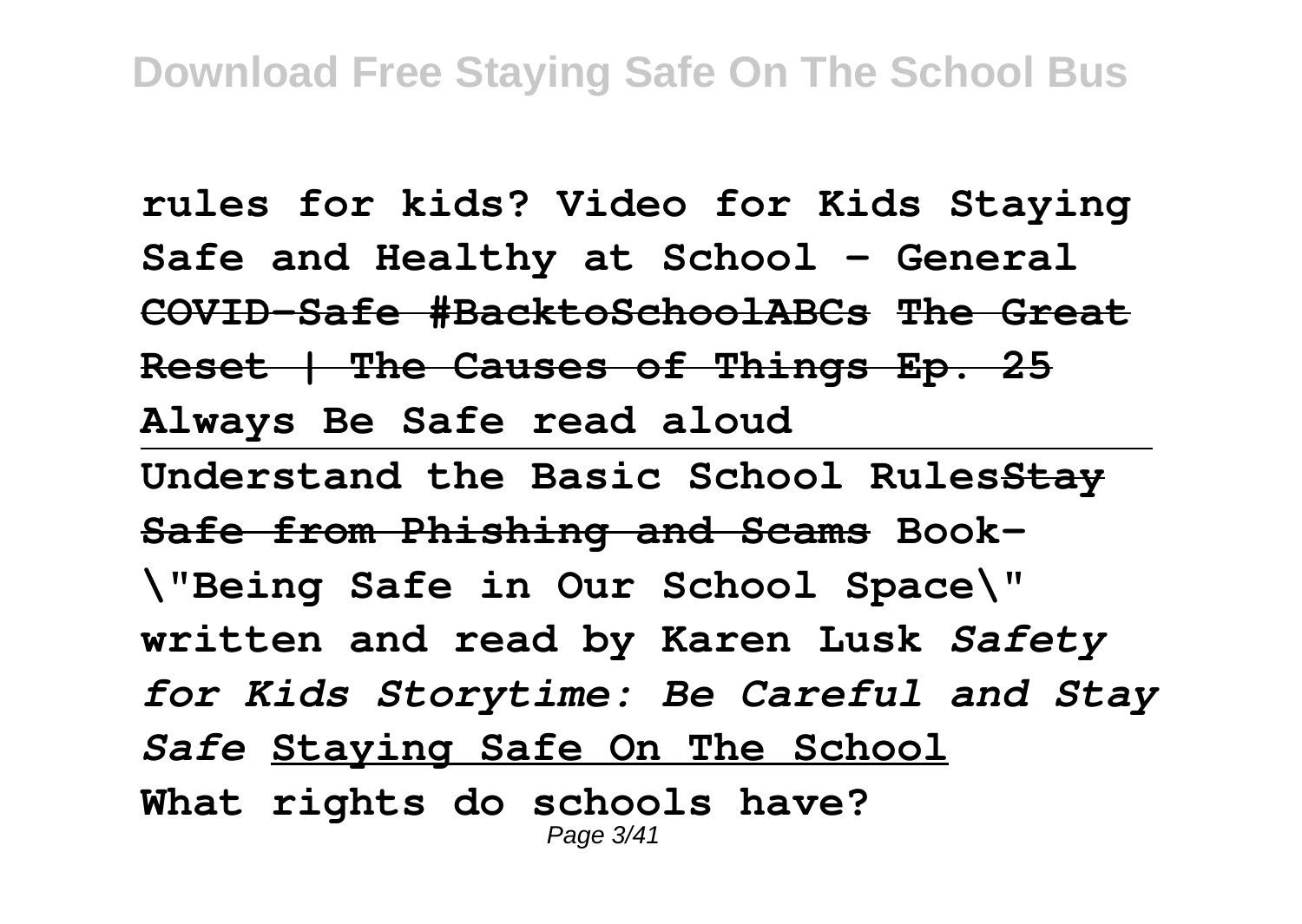**rules for kids? Video for Kids Staying Safe and Healthy at School - General COVID-Safe #BacktoSchoolABCs The Great Reset | The Causes of Things Ep. 25 Always Be Safe read aloud**

---

**Understand the Basic School RulesStay Safe from Phishing and Scams Book- \"Being Safe in Our School Space\" written and read by Karen Lusk** ***Safety for Kids Storytime: Be Careful and Stay Safe*** **Staying Safe On The School What rights do schools have?**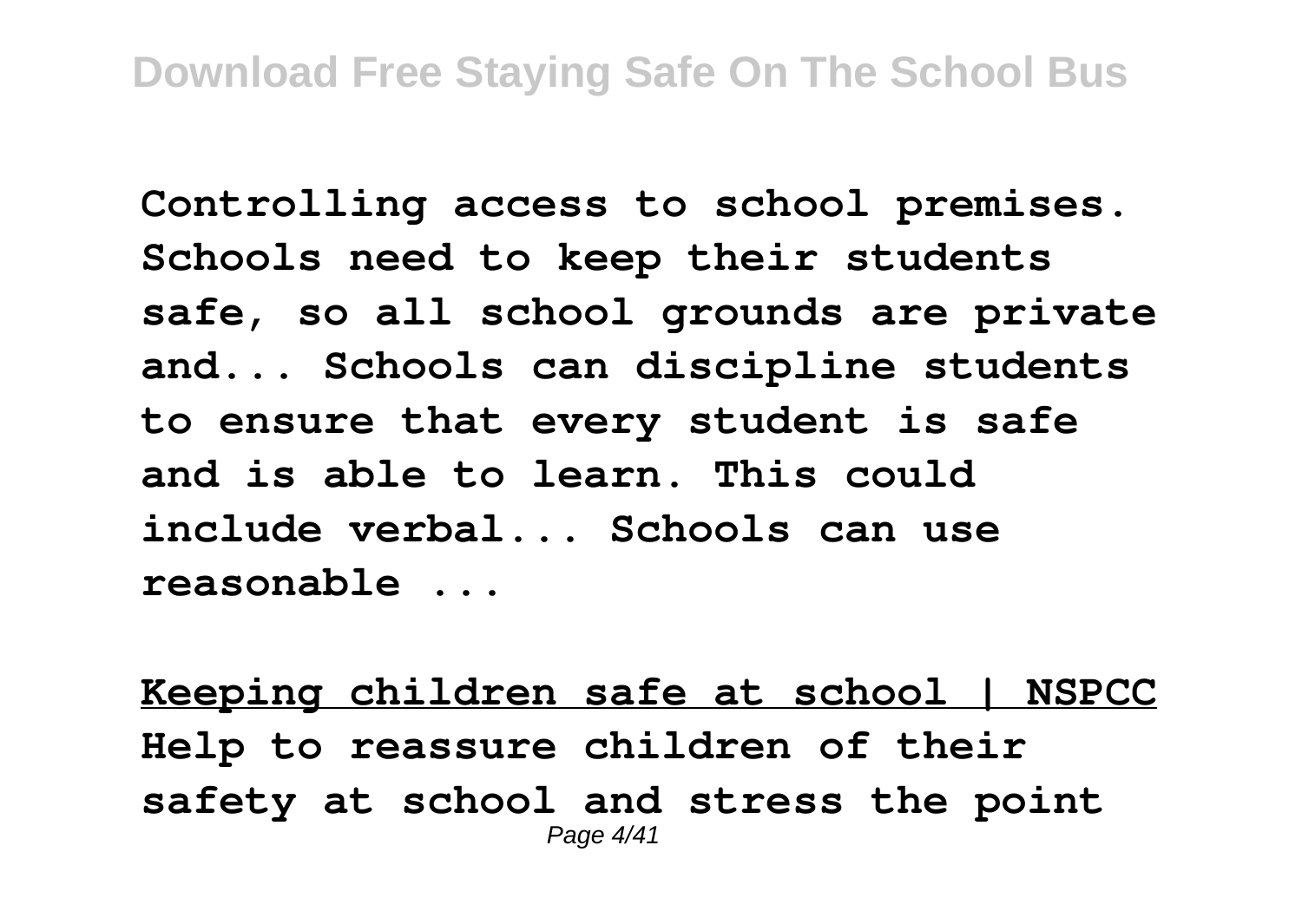**Controlling access to school premises. Schools need to keep their students safe, so all school grounds are private and... Schools can discipline students to ensure that every student is safe and is able to learn. This could include verbal... Schools can use reasonable ...**

**Keeping children safe at school | NSPCC**

**Help to reassure children of their safety at school and stress the point**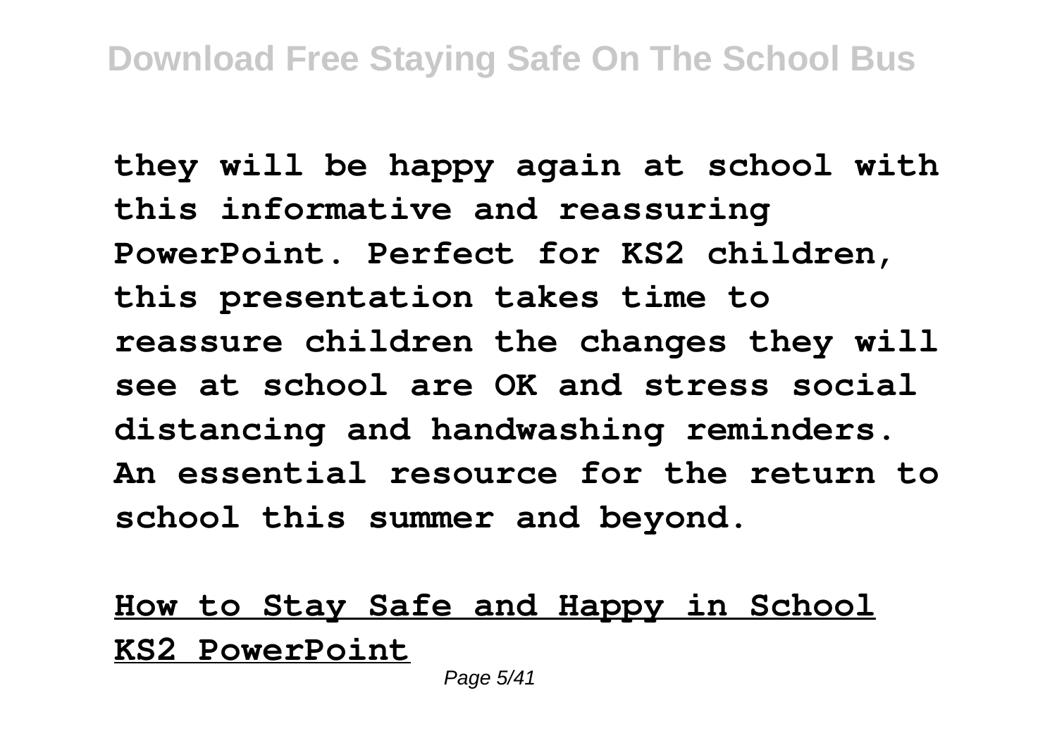**they will be happy again at school with this informative and reassuring PowerPoint. Perfect for KS2 children, this presentation takes time to reassure children the changes they will see at school are OK and stress social distancing and handwashing reminders. An essential resource for the return to school this summer and beyond.**

**How to Stay Safe and Happy in School KS2 PowerPoint**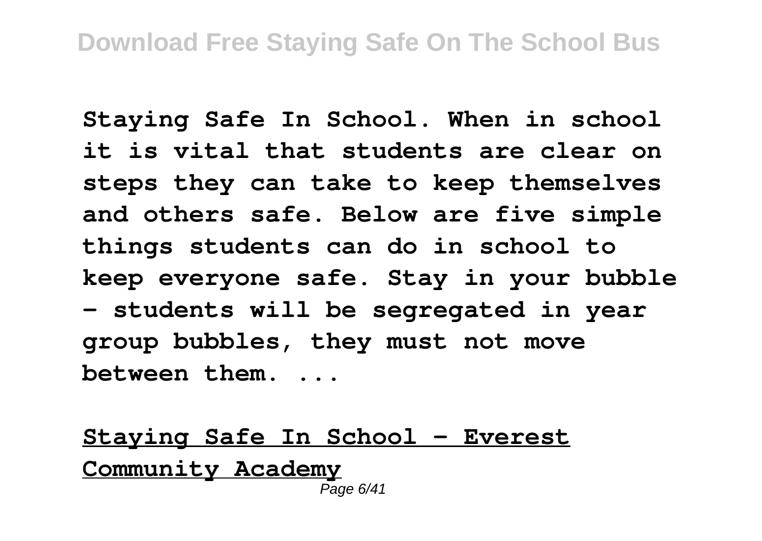**Staying Safe In School. When in school it is vital that students are clear on steps they can take to keep themselves and others safe. Below are five simple things students can do in school to keep everyone safe. Stay in your bubble – students will be segregated in year group bubbles, they must not move between them. ...**

**Staying Safe In School - Everest Community Academy**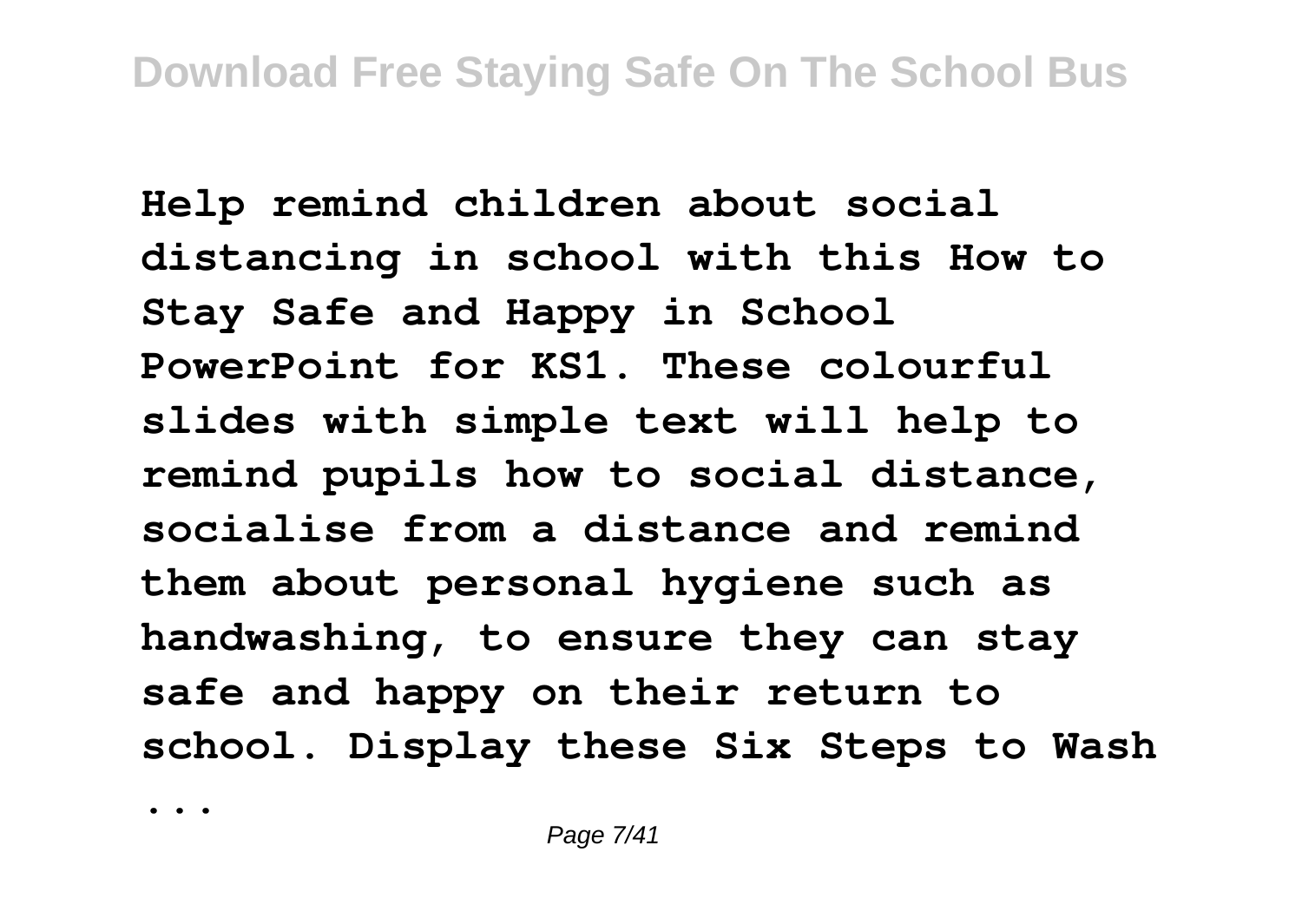**Help remind children about social distancing in school with this How to Stay Safe and Happy in School PowerPoint for KS1. These colourful slides with simple text will help to remind pupils how to social distance, socialise from a distance and remind them about personal hygiene such as handwashing, to ensure they can stay safe and happy on their return to school. Display these Six Steps to Wash ...**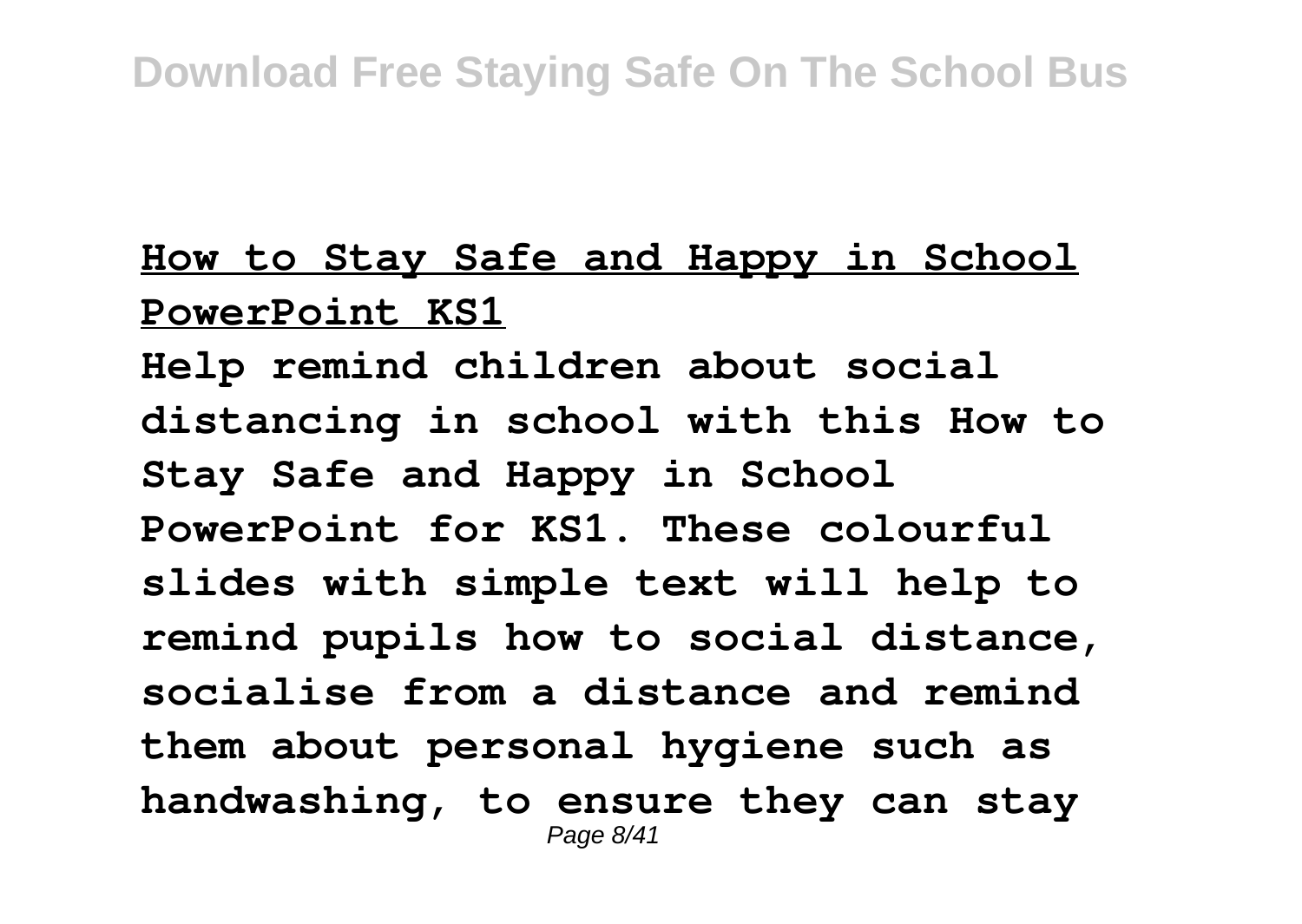**How to Stay Safe and Happy in School PowerPoint KS1**

**Help remind children about social distancing in school with this How to Stay Safe and Happy in School PowerPoint for KS1. These colourful slides with simple text will help to remind pupils how to social distance, socialise from a distance and remind them about personal hygiene such as handwashing, to ensure they can stay**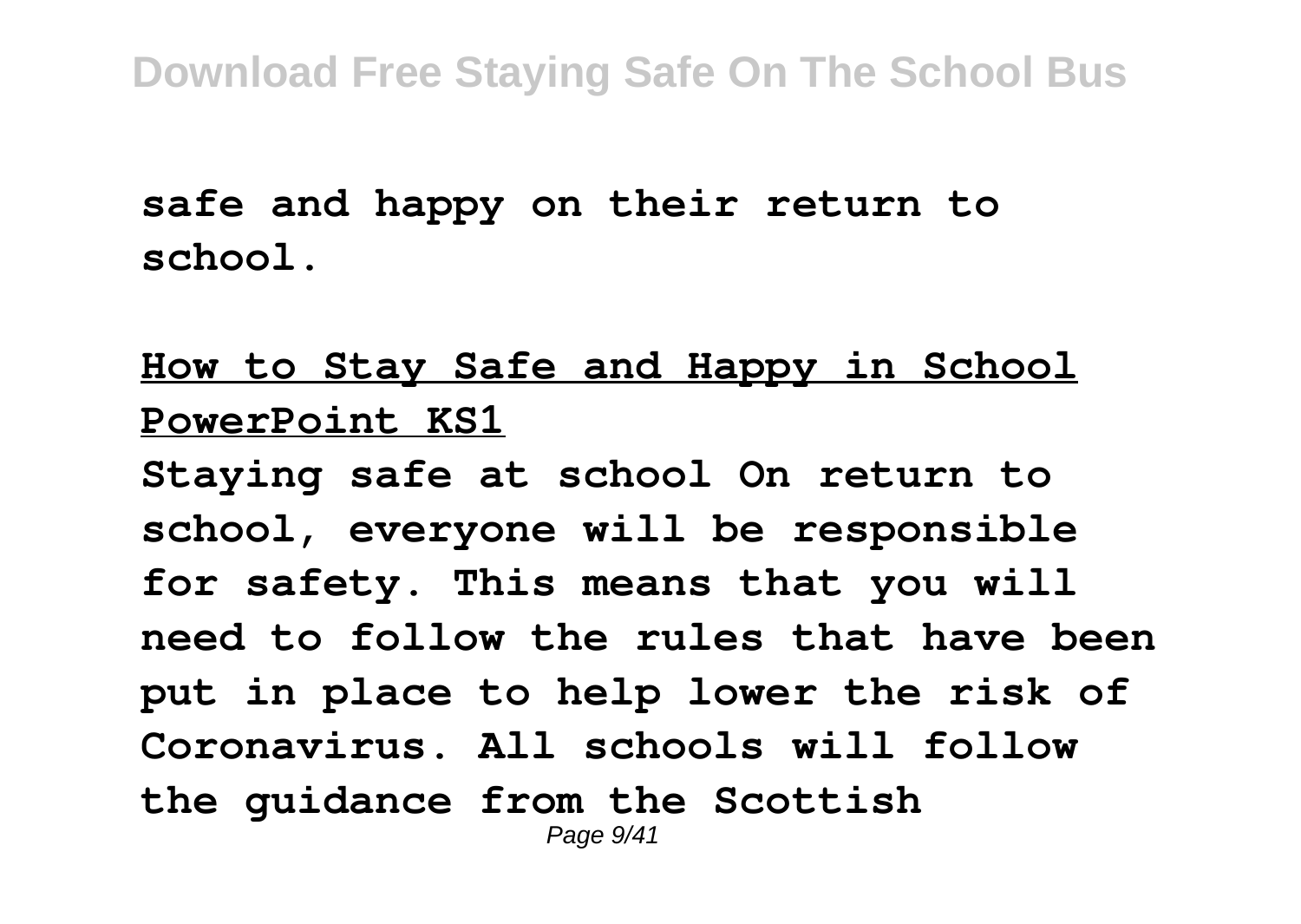**safe and happy on their return to school.**

**How to Stay Safe and Happy in School PowerPoint KS1**

**Staying safe at school On return to school, everyone will be responsible for safety. This means that you will need to follow the rules that have been put in place to help lower the risk of Coronavirus. All schools will follow the guidance from the Scottish**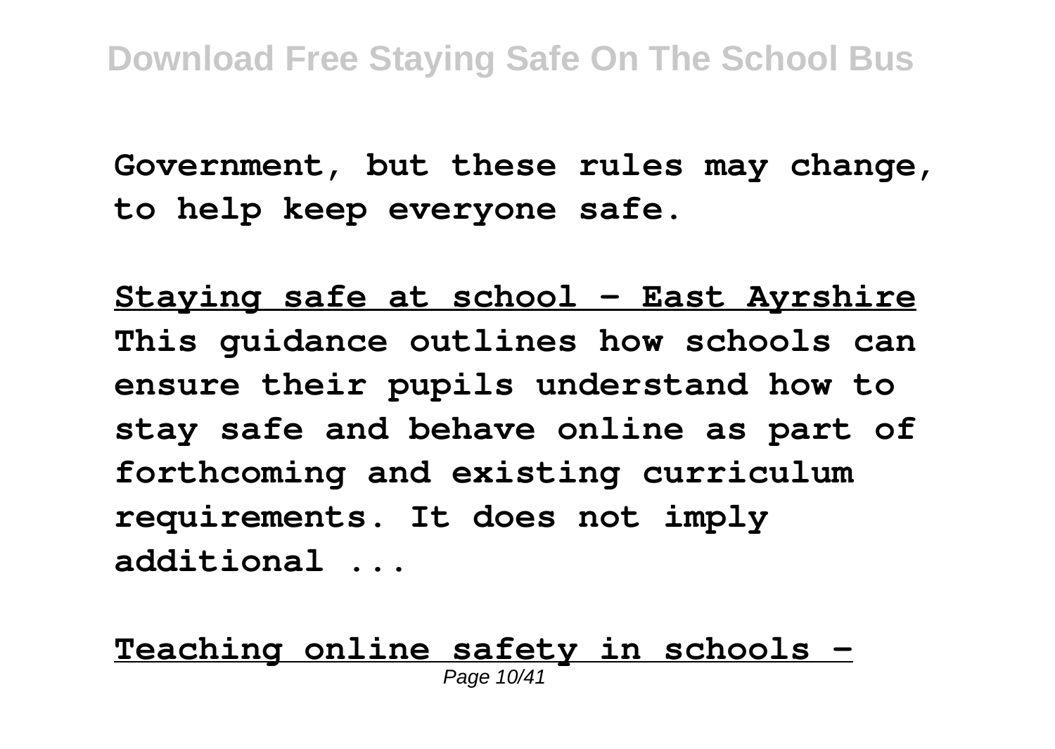**Government, but these rules may change, to help keep everyone safe.**

**Staying safe at school - East Ayrshire**

**This guidance outlines how schools can ensure their pupils understand how to stay safe and behave online as part of forthcoming and existing curriculum requirements. It does not imply additional ...**

**Teaching online safety in schools -**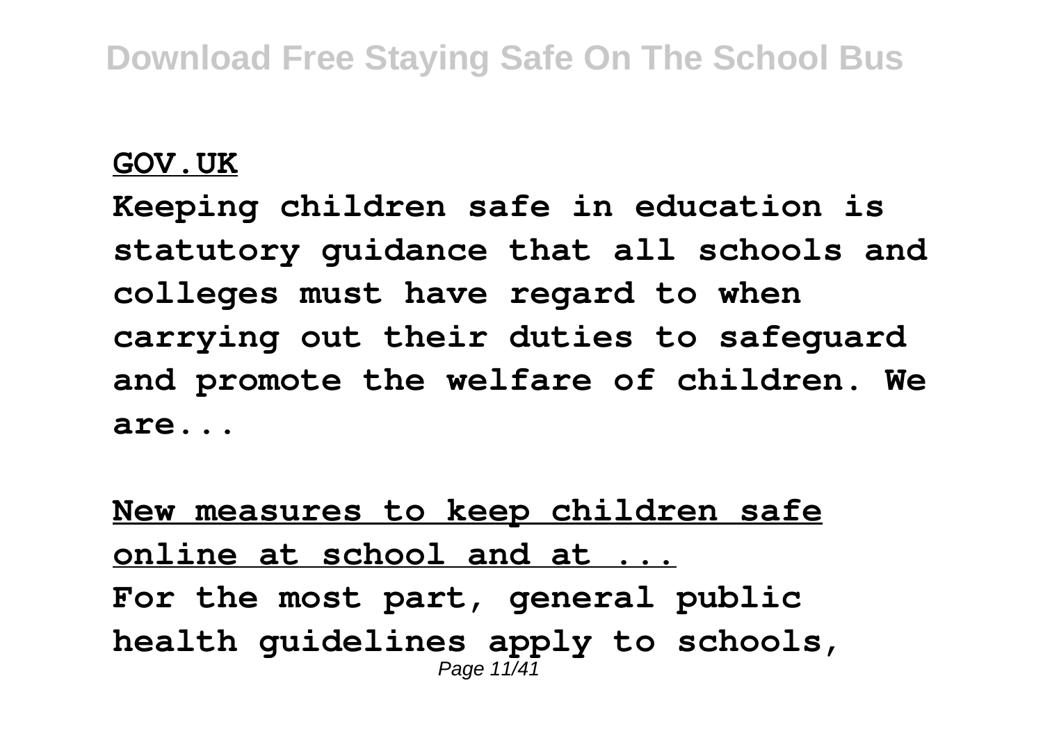**GOV.UK**

**Keeping children safe in education is statutory guidance that all schools and colleges must have regard to when carrying out their duties to safeguard and promote the welfare of children. We are...**

**New measures to keep children safe online at school and at ...**

**For the most part, general public health guidelines apply to schools,**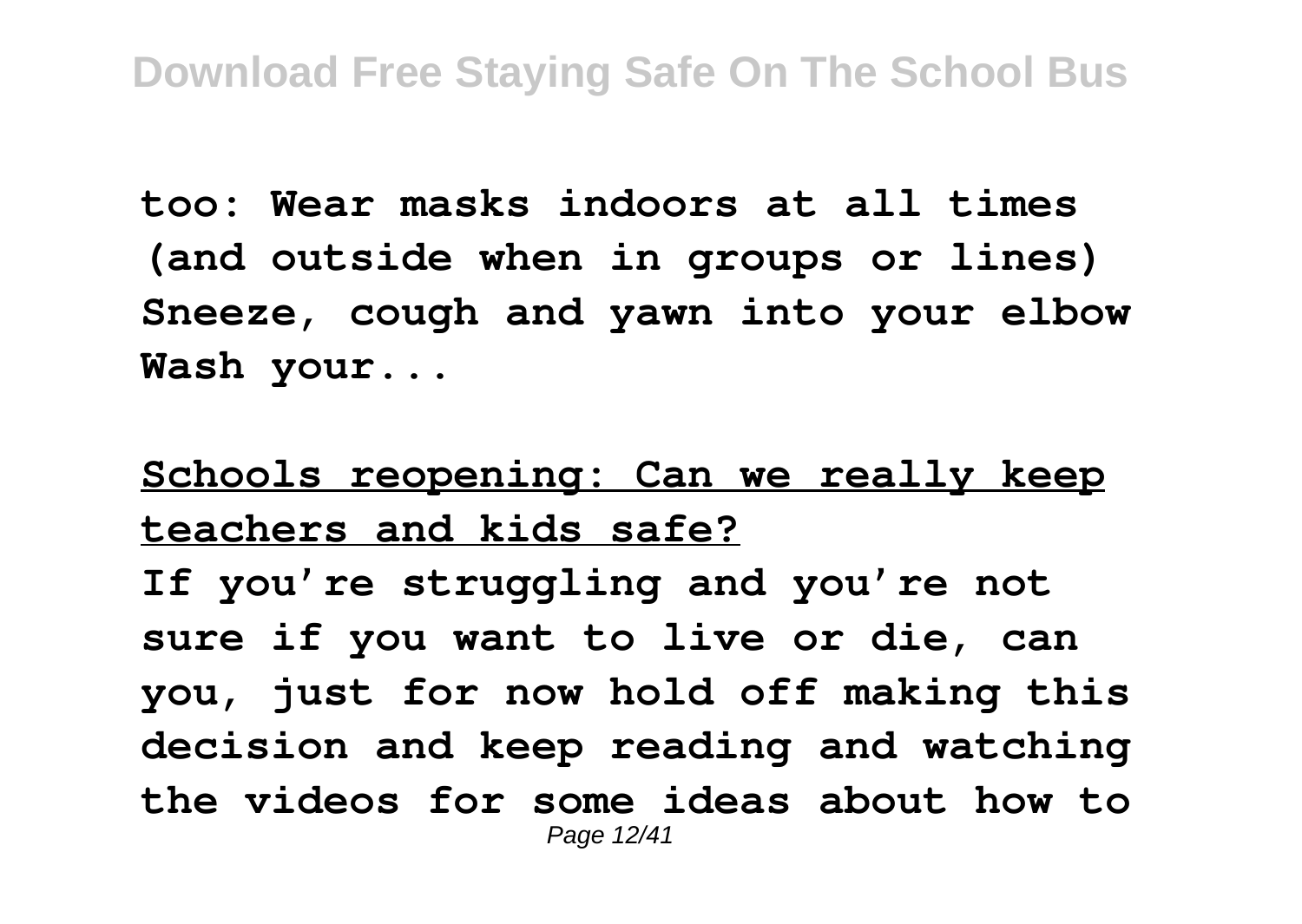**too: Wear masks indoors at all times (and outside when in groups or lines) Sneeze, cough and yawn into your elbow Wash your...**

**Schools reopening: Can we really keep teachers and kids safe?**

**If you're struggling and you're not sure if you want to live or die, can you, just for now hold off making this decision and keep reading and watching the videos for some ideas about how to**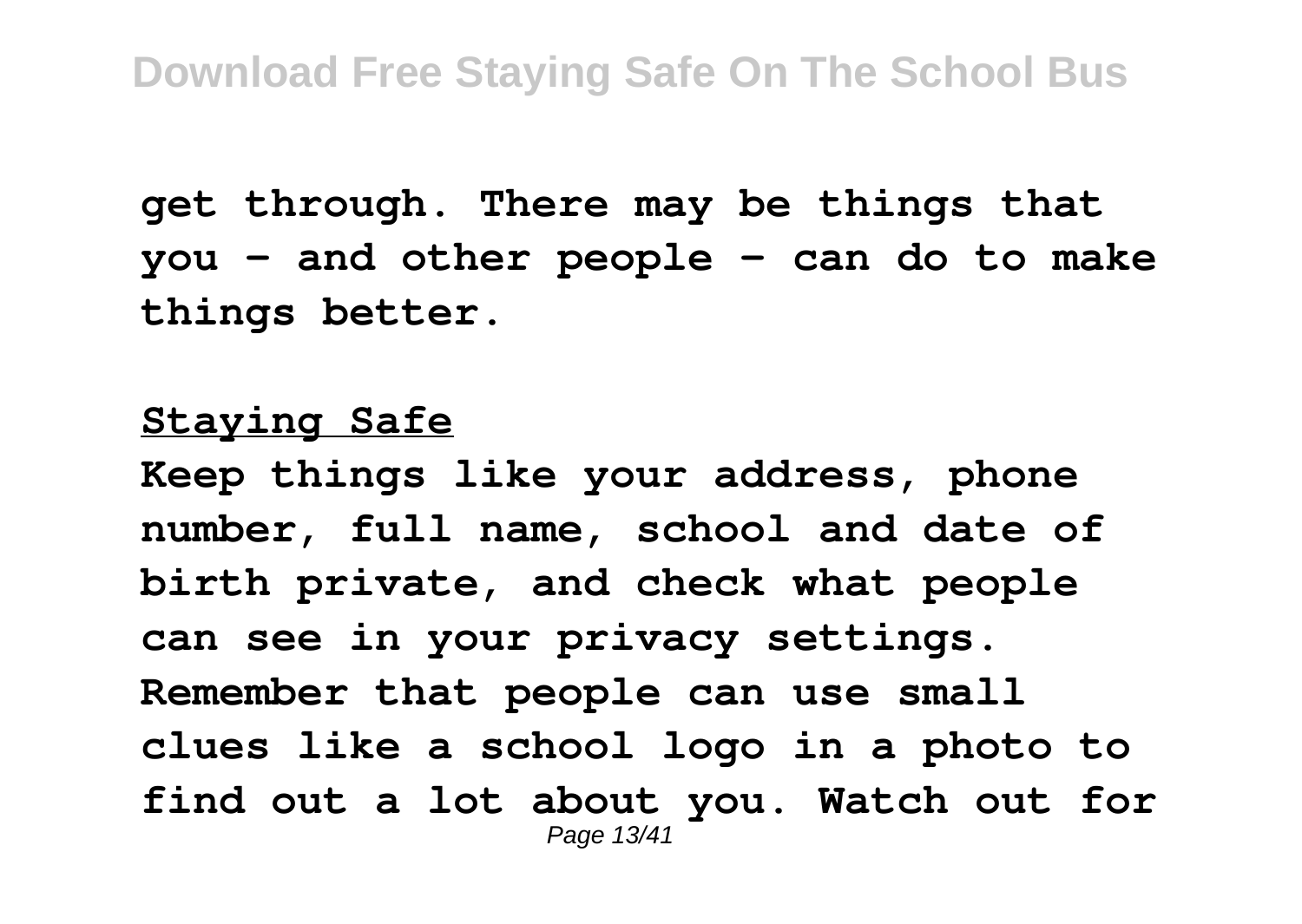**get through. There may be things that you - and other people - can do to make things better.**

**Staying Safe**

**Keep things like your address, phone number, full name, school and date of birth private, and check what people can see in your privacy settings. Remember that people can use small clues like a school logo in a photo to find out a lot about you. Watch out for**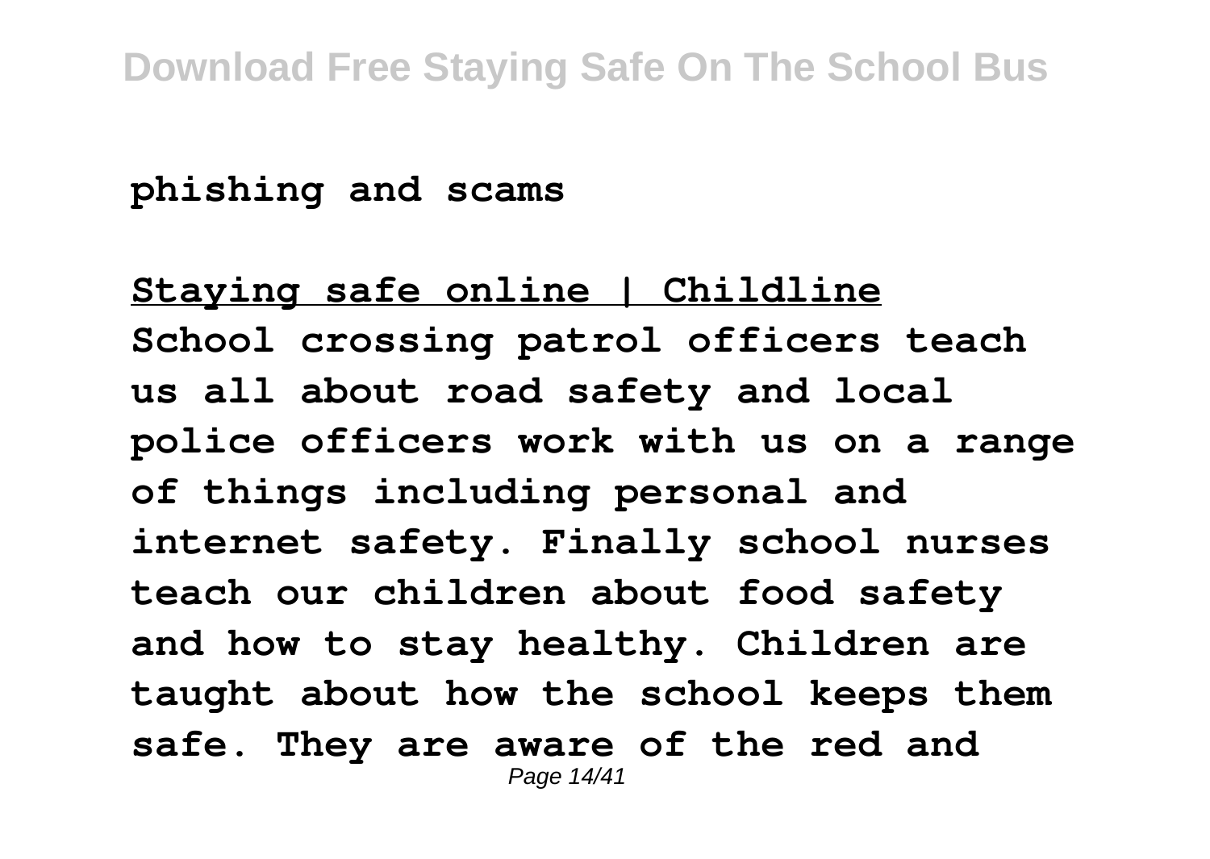**phishing and scams**

**Staying safe online | Childline**

**School crossing patrol officers teach us all about road safety and local police officers work with us on a range of things including personal and internet safety. Finally school nurses teach our children about food safety and how to stay healthy. Children are taught about how the school keeps them safe. They are aware of the red and**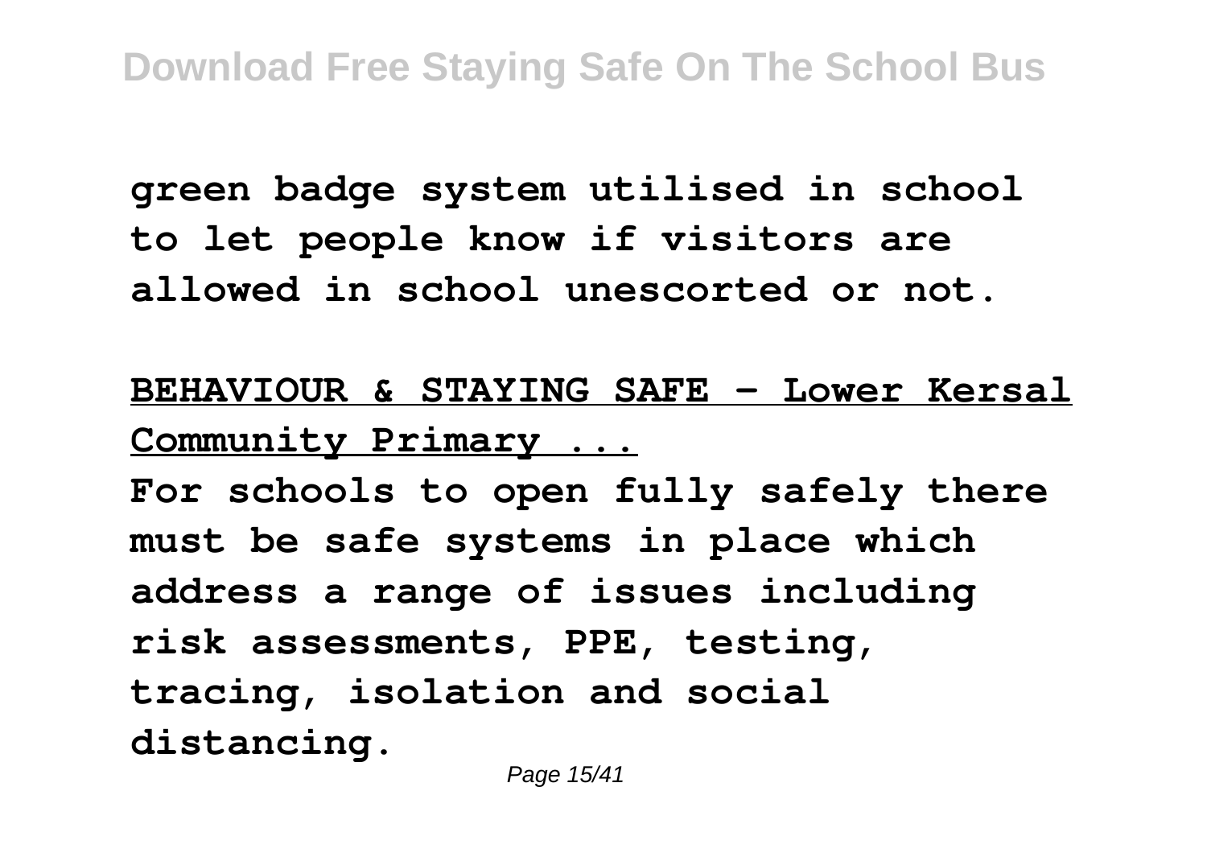**green badge system utilised in school to let people know if visitors are allowed in school unescorted or not.**

## BEHAVIOUR & STAYING SAFE - Lower Kersal Community Primary ...

**For schools to open fully safely there must be safe systems in place which address a range of issues including risk assessments, PPE, testing, tracing, isolation and social distancing.**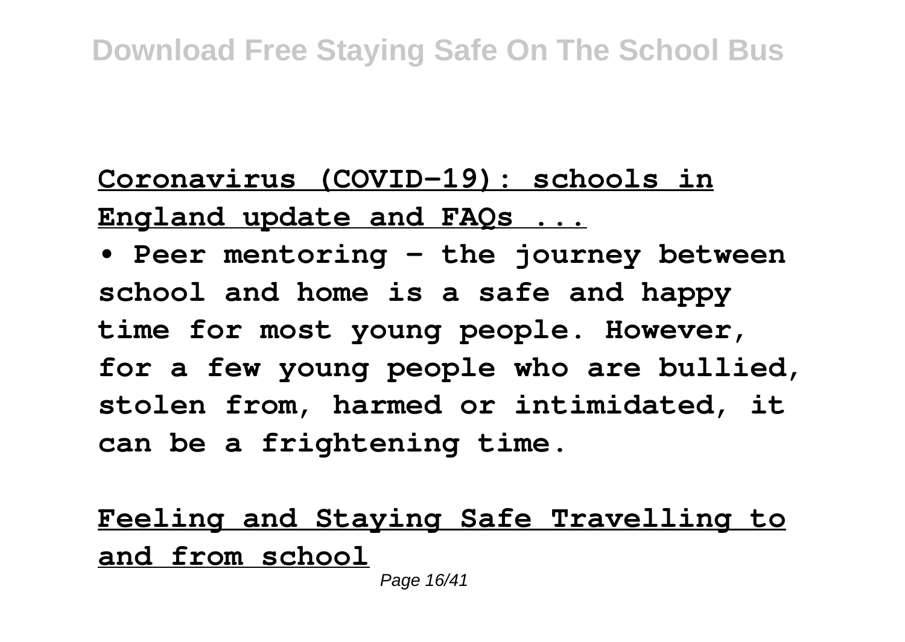**Coronavirus (COVID-19): schools in England update and FAQs ...**

**• Peer mentoring – the journey between school and home is a safe and happy time for most young people. However, for a few young people who are bullied, stolen from, harmed or intimidated, it can be a frightening time.**

**Feeling and Staying Safe Travelling to and from school**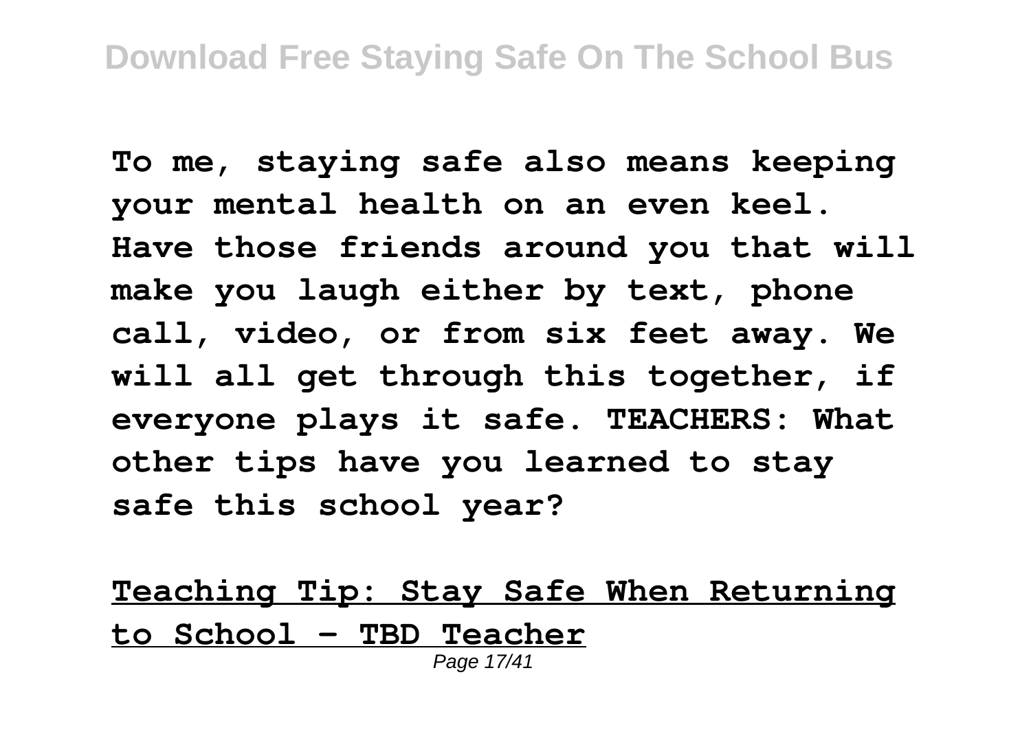**To me, staying safe also means keeping your mental health on an even keel. Have those friends around you that will make you laugh either by text, phone call, video, or from six feet away. We will all get through this together, if everyone plays it safe. TEACHERS: What other tips have you learned to stay safe this school year?**

**Teaching Tip: Stay Safe When Returning to School - TBD Teacher**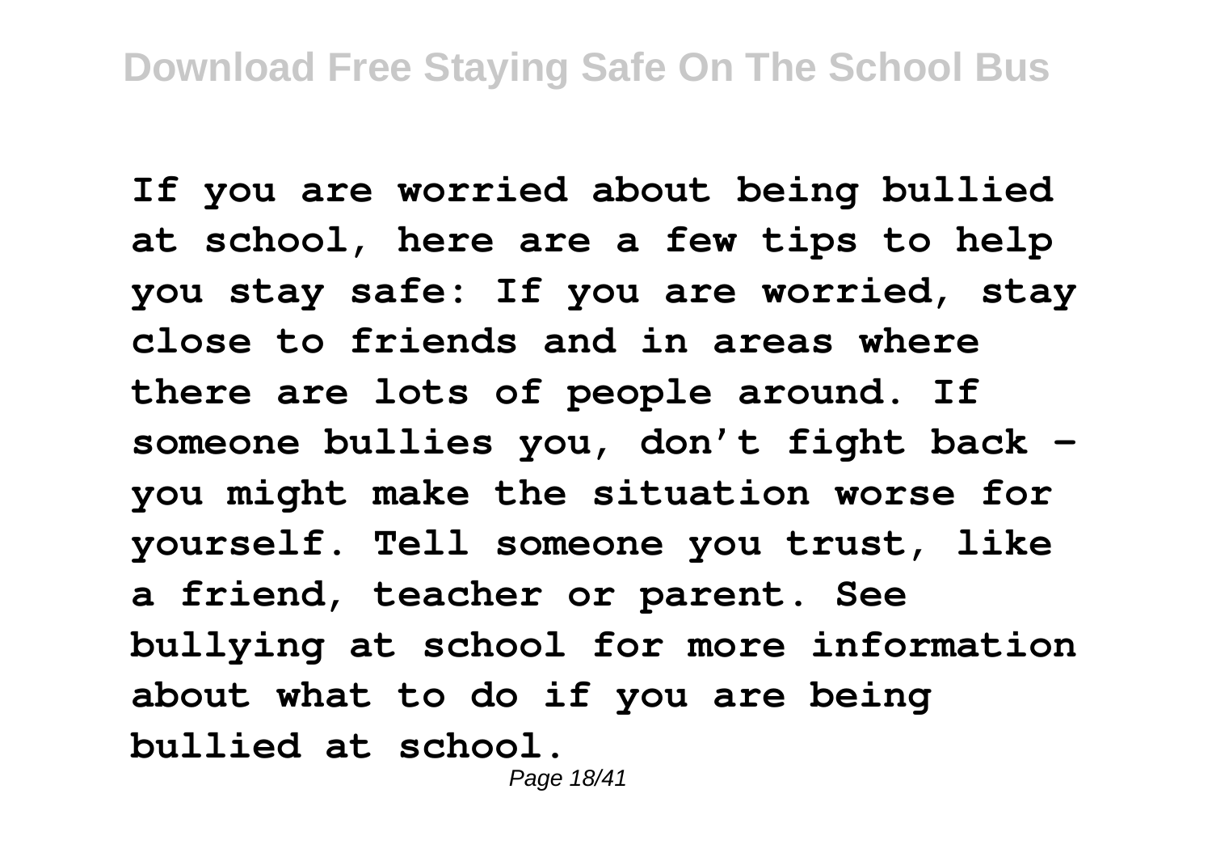**If you are worried about being bullied at school, here are a few tips to help you stay safe: If you are worried, stay close to friends and in areas where there are lots of people around. If someone bullies you, don't fight back – you might make the situation worse for yourself. Tell someone you trust, like a friend, teacher or parent. See bullying at school for more information about what to do if you are being bullied at school.**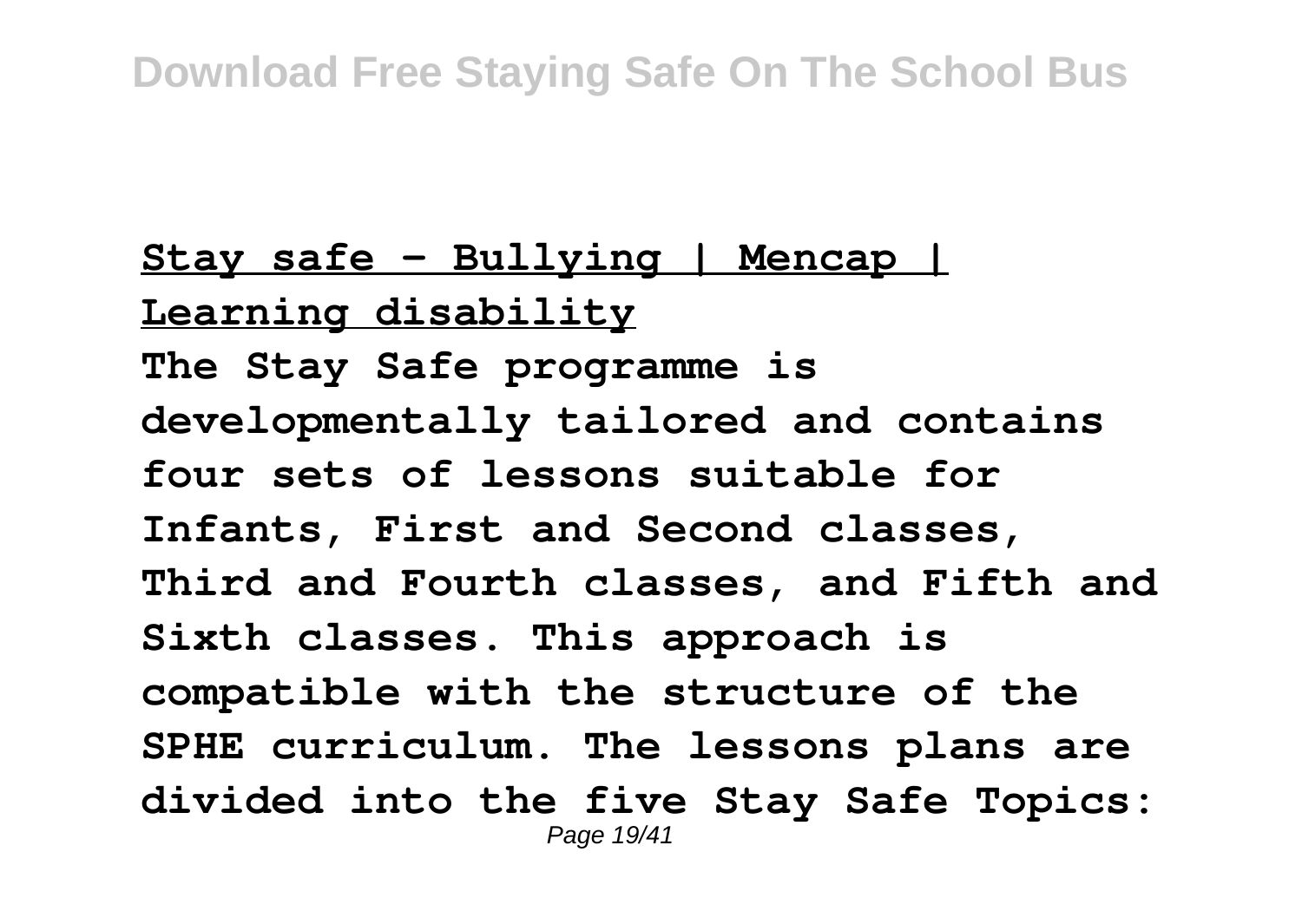**Stay safe - Bullying | Mencap | Learning disability**

**The Stay Safe programme is developmentally tailored and contains four sets of lessons suitable for Infants, First and Second classes, Third and Fourth classes, and Fifth and Sixth classes. This approach is compatible with the structure of the SPHE curriculum. The lessons plans are divided into the five Stay Safe Topics:**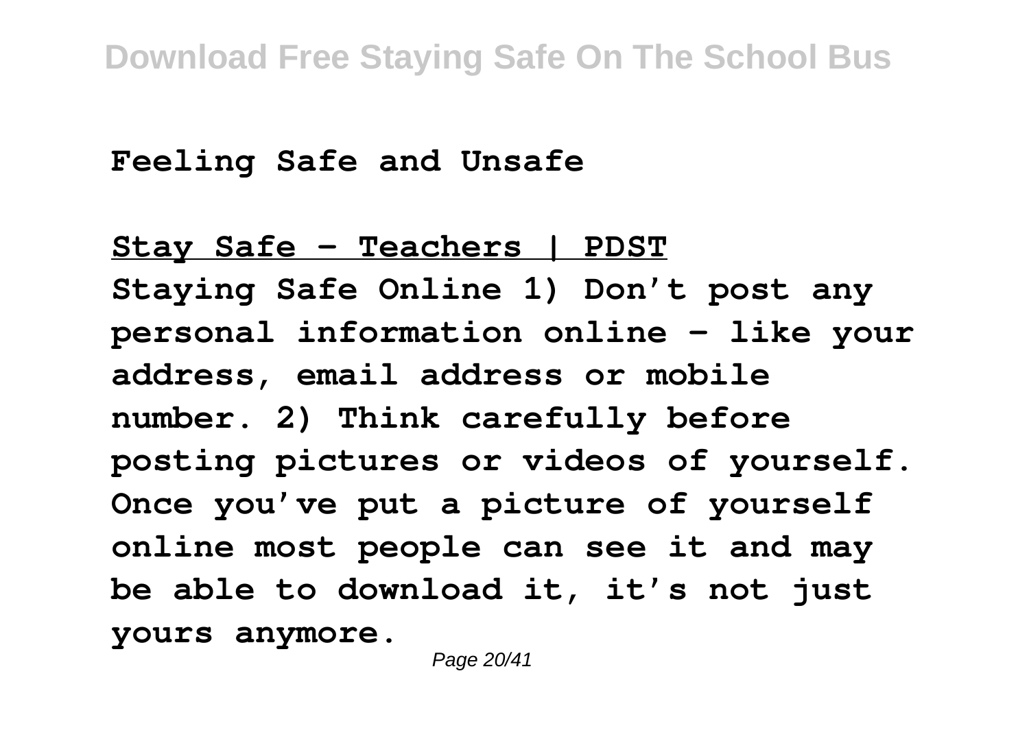**Feeling Safe and Unsafe**

**Stay Safe - Teachers | PDST**

**Staying Safe Online 1) Don't post any personal information online – like your address, email address or mobile number. 2) Think carefully before posting pictures or videos of yourself. Once you've put a picture of yourself online most people can see it and may be able to download it, it's not just yours anymore.**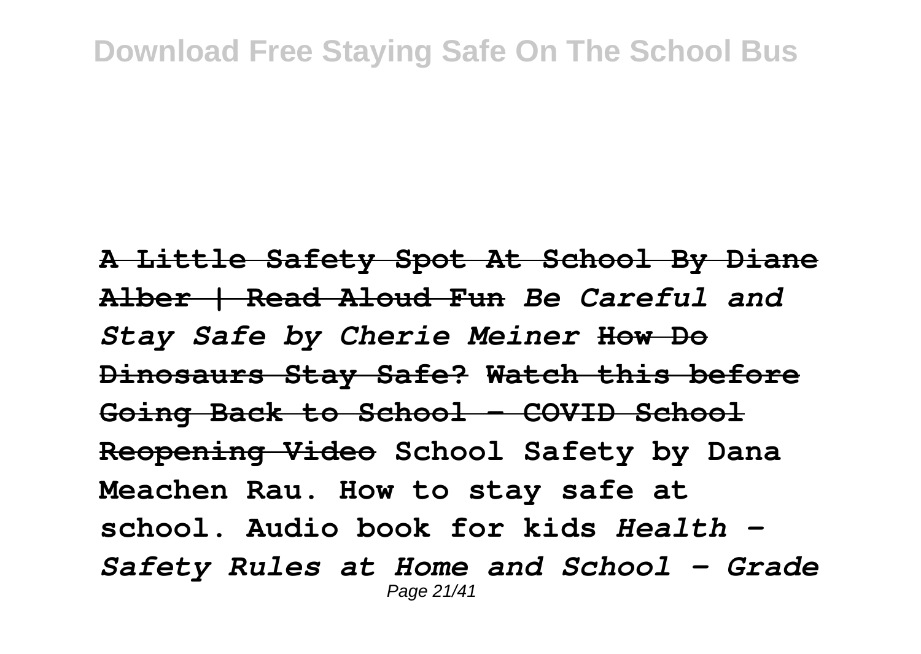**~~A Little Safety Spot At School By Diane Alber | Read Aloud Fun~~** ***Be Careful and Stay Safe by Cherie Meiner*** **~~How Do Dinosaurs Stay Safe?~~** **~~Watch this before Going Back to School - COVID School Reopening Video~~** **School Safety by Dana Meachen Rau. How to stay safe at school. Audio book for kids** ***Health - Safety Rules at Home and School - Grade***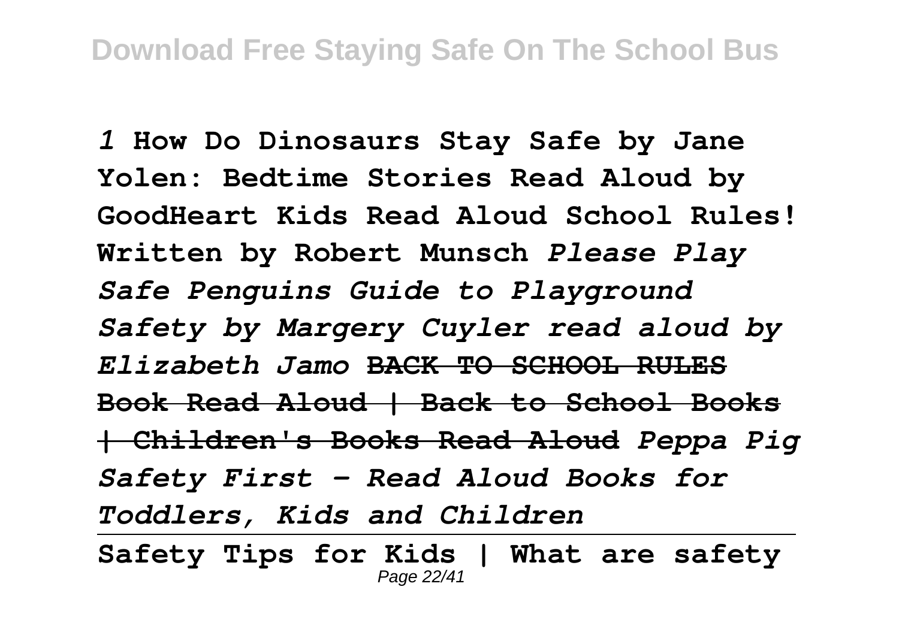*1* **How Do Dinosaurs Stay Safe by Jane Yolen: Bedtime Stories Read Aloud by GoodHeart Kids Read Aloud School Rules! Written by Robert Munsch** ***Please Play Safe Penguins Guide to Playground Safety by Margery Cuyler read aloud by Elizabeth Jamo*** **~~BACK TO SCHOOL RULES Book Read Aloud | Back to School Books | Children's Books Read Aloud~~** ***Peppa Pig Safety First - Read Aloud Books for Toddlers, Kids and Children***

---

**Safety Tips for Kids | What are safety**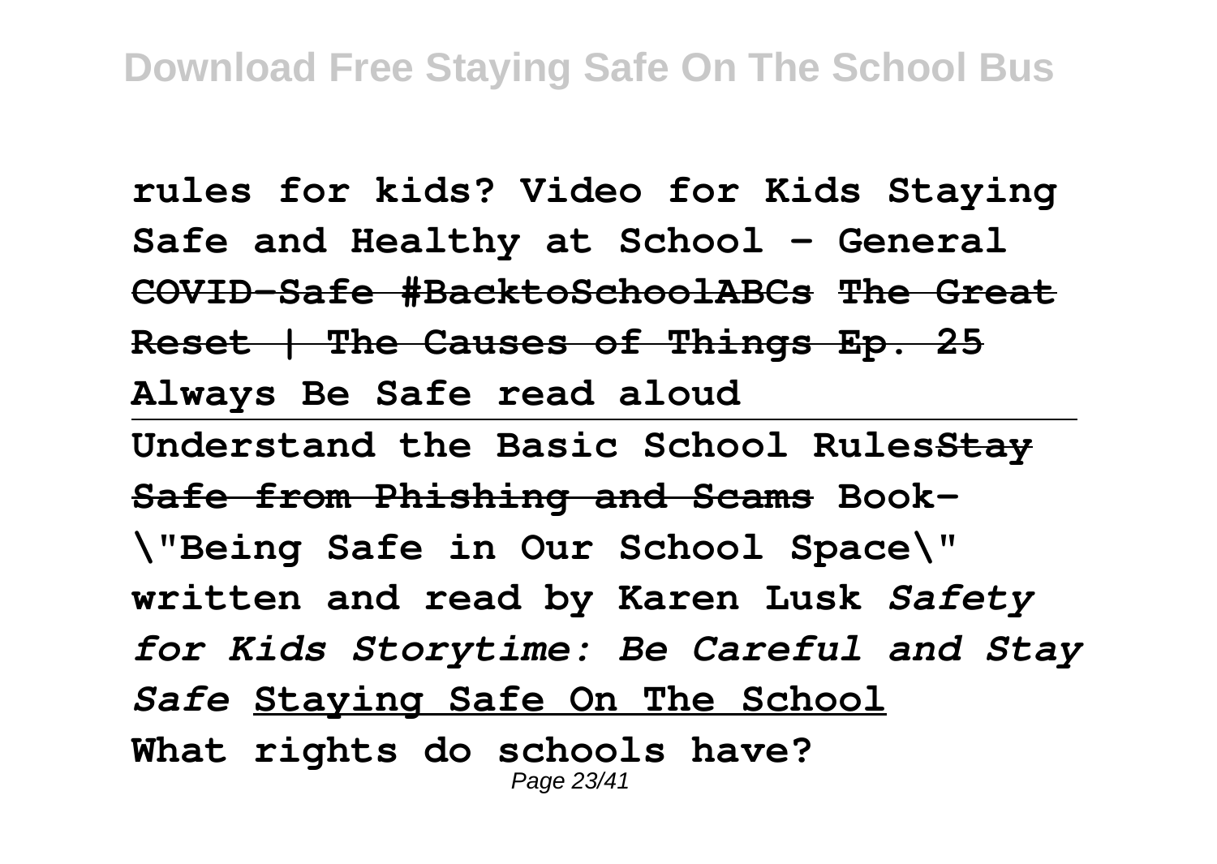**rules for kids? Video for Kids Staying Safe and Healthy at School - General COVID-Safe #BacktoSchoolABCs The Great Reset | The Causes of Things Ep. 25 Always Be Safe read aloud**

---

**Understand the Basic School RulesStay Safe from Phishing and Scams Book- \"Being Safe in Our School Space\" written and read by Karen Lusk *Safety for Kids Storytime: Be Careful and Stay Safe* Staying Safe On The School What rights do schools have?**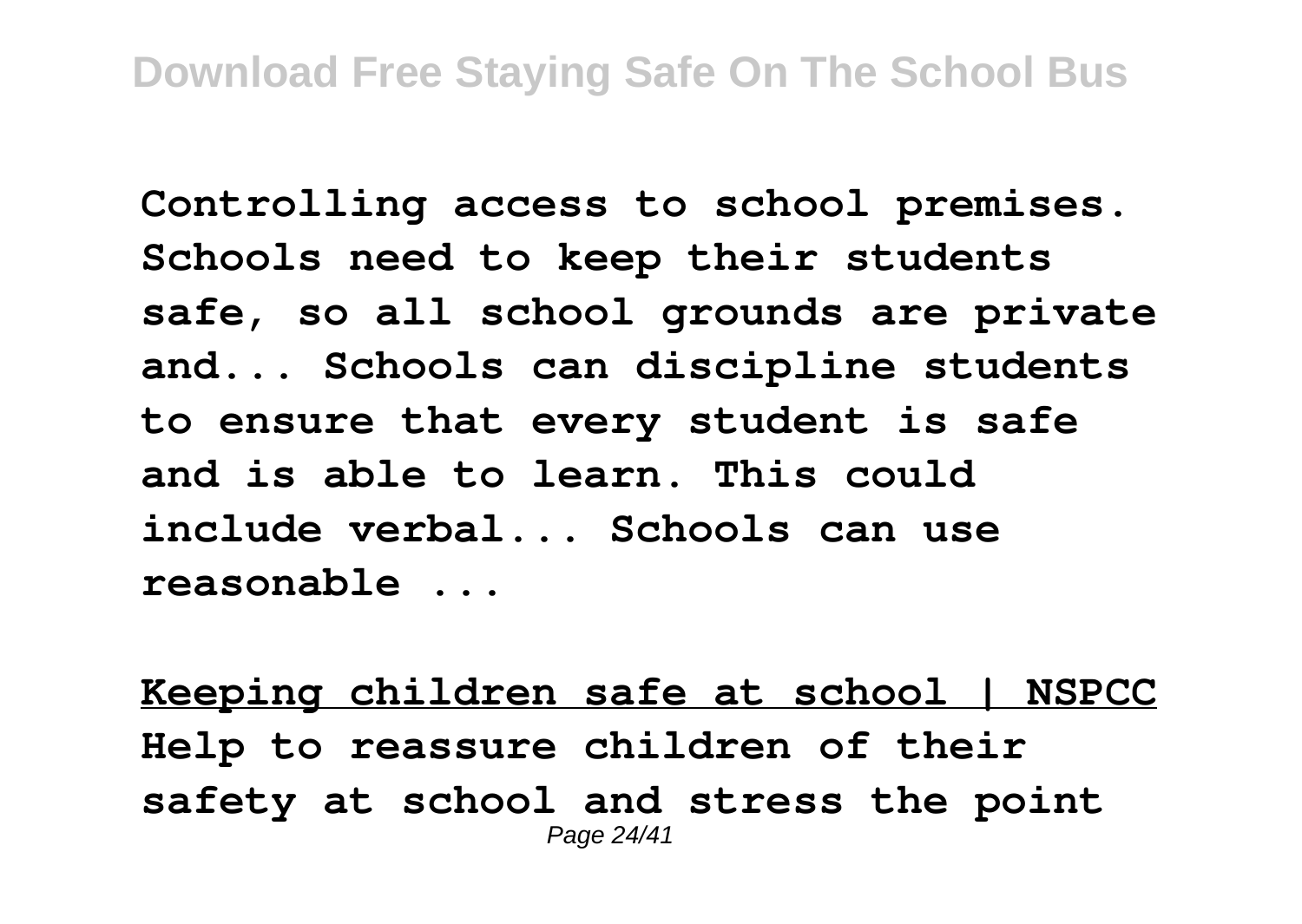**Controlling access to school premises. Schools need to keep their students safe, so all school grounds are private and... Schools can discipline students to ensure that every student is safe and is able to learn. This could include verbal... Schools can use reasonable ...**

**Keeping children safe at school | NSPCC**

**Help to reassure children of their safety at school and stress the point**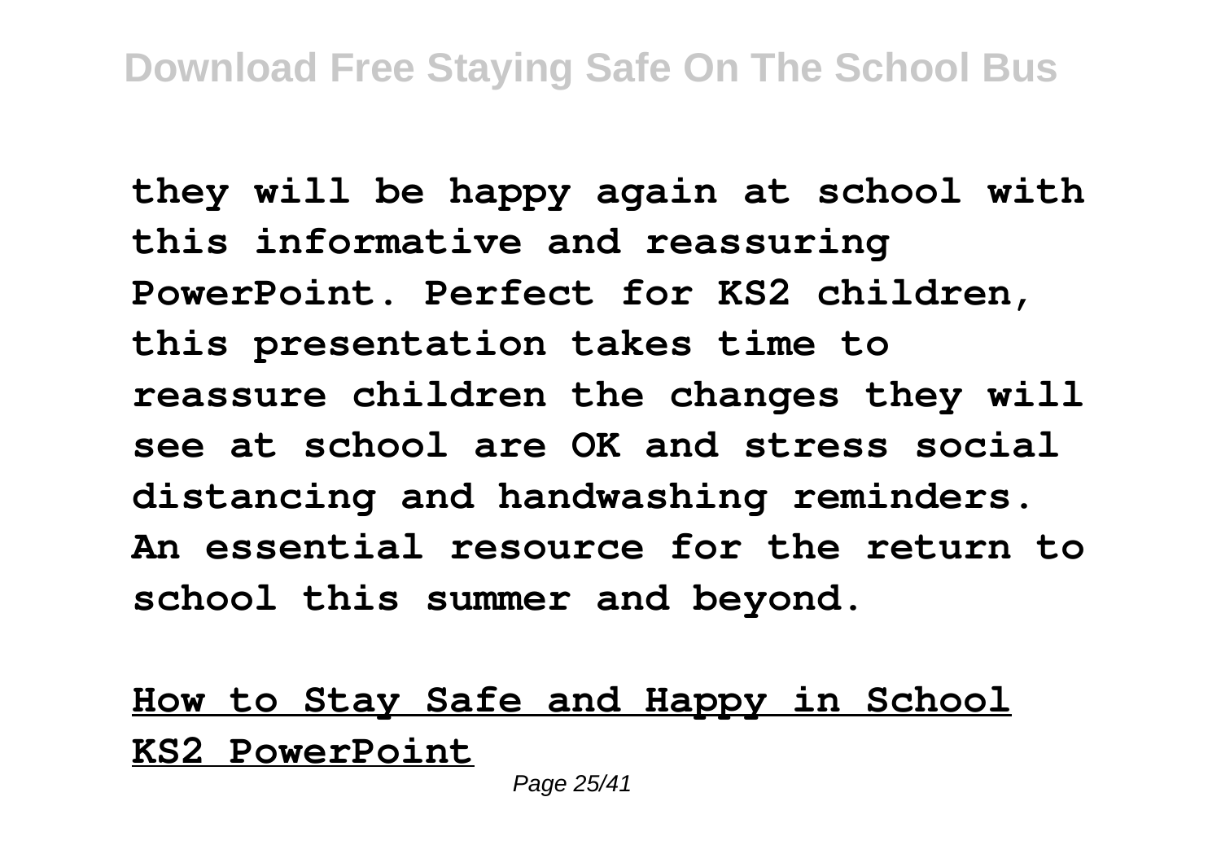**they will be happy again at school with this informative and reassuring PowerPoint. Perfect for KS2 children, this presentation takes time to reassure children the changes they will see at school are OK and stress social distancing and handwashing reminders. An essential resource for the return to school this summer and beyond.**

**How to Stay Safe and Happy in School KS2 PowerPoint**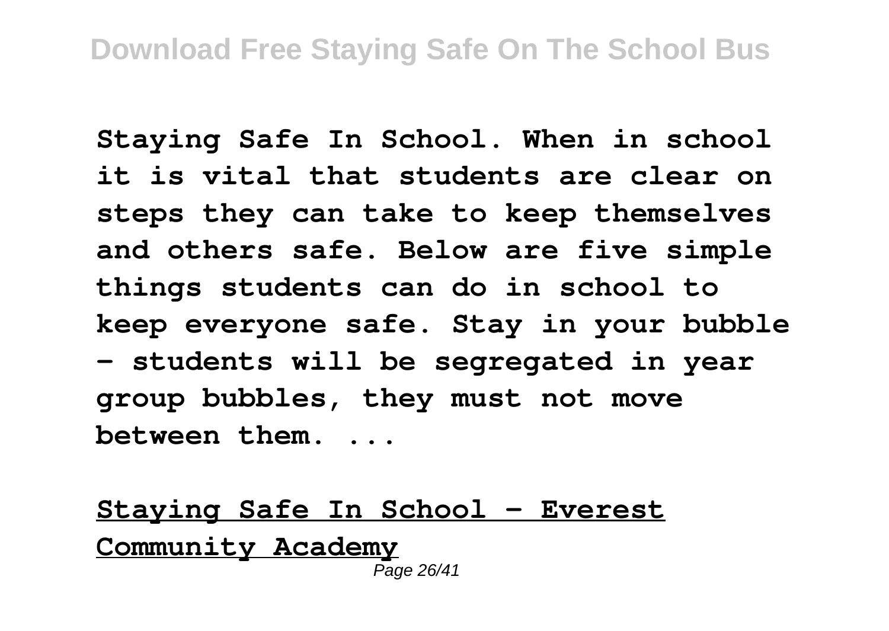**Staying Safe In School. When in school it is vital that students are clear on steps they can take to keep themselves and others safe. Below are five simple things students can do in school to keep everyone safe. Stay in your bubble – students will be segregated in year group bubbles, they must not move between them. ...**

**Staying Safe In School - Everest Community Academy**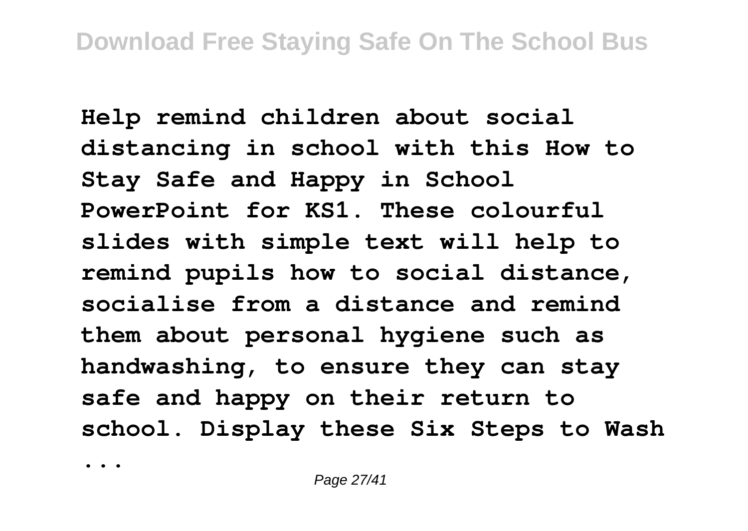**Help remind children about social distancing in school with this How to Stay Safe and Happy in School PowerPoint for KS1. These colourful slides with simple text will help to remind pupils how to social distance, socialise from a distance and remind them about personal hygiene such as handwashing, to ensure they can stay safe and happy on their return to school. Display these Six Steps to Wash ...**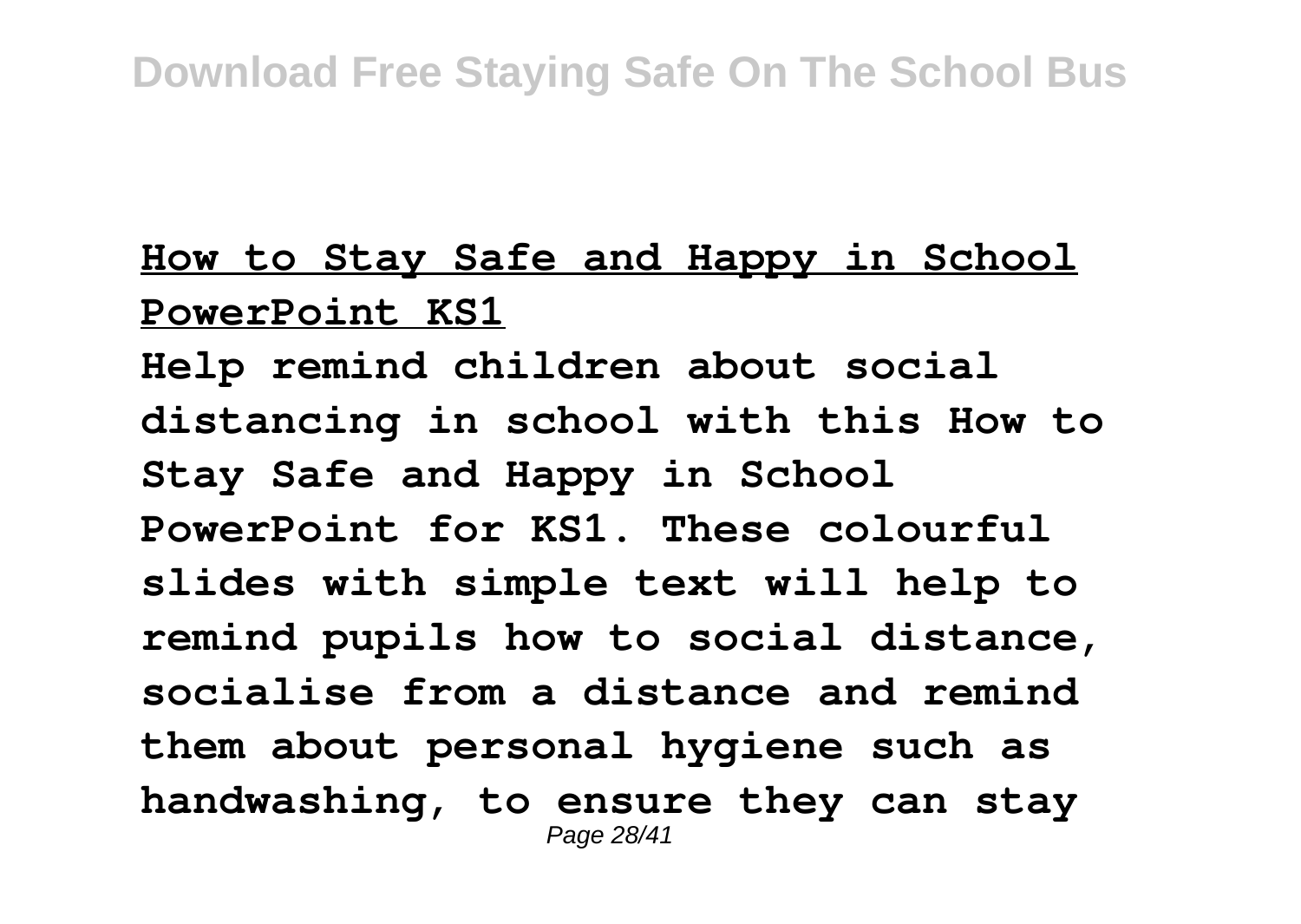**How to Stay Safe and Happy in School PowerPoint KS1**

**Help remind children about social distancing in school with this How to Stay Safe and Happy in School PowerPoint for KS1. These colourful slides with simple text will help to remind pupils how to social distance, socialise from a distance and remind them about personal hygiene such as handwashing, to ensure they can stay**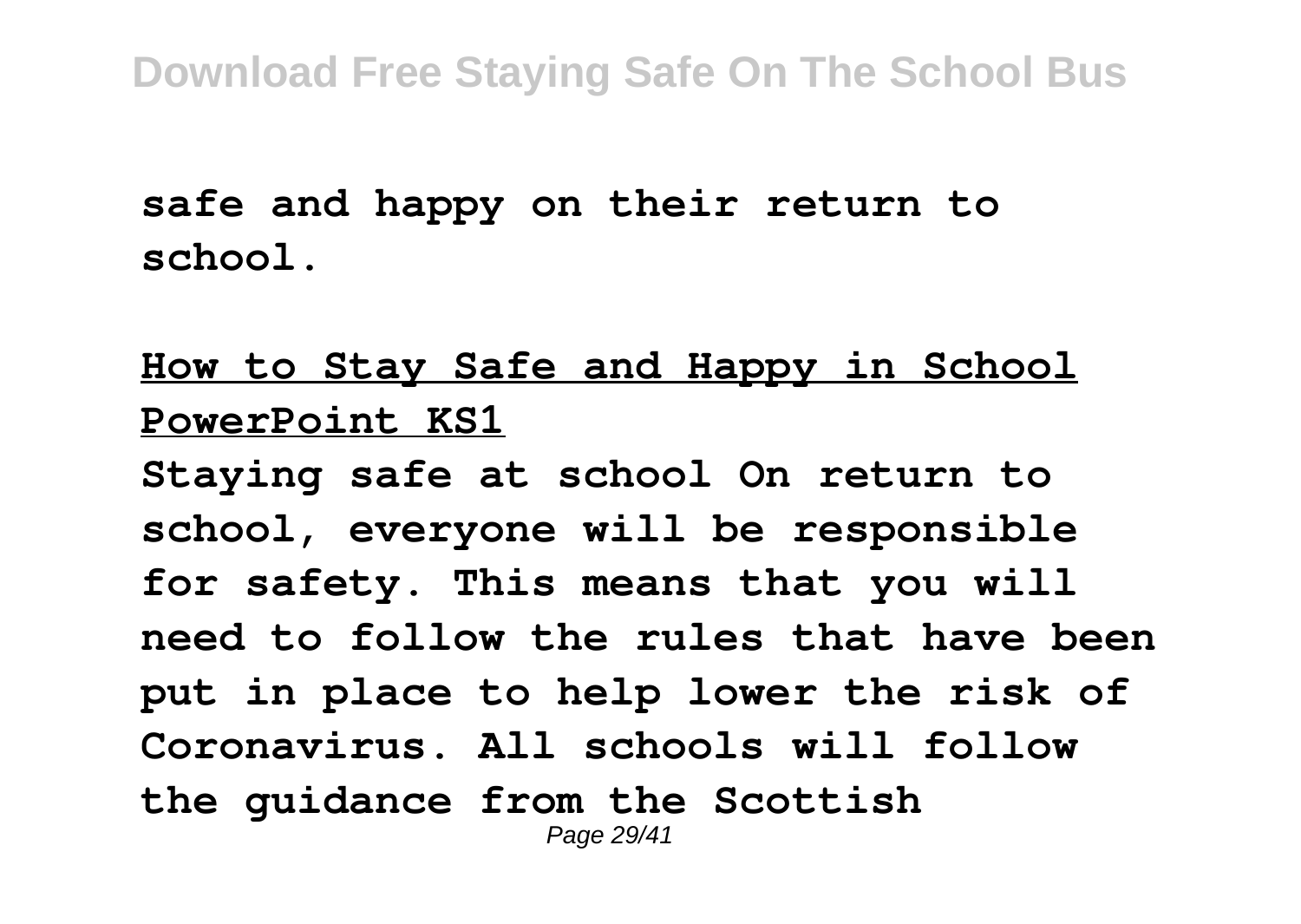**safe and happy on their return to school.**

**How to Stay Safe and Happy in School PowerPoint KS1**

**Staying safe at school On return to school, everyone will be responsible for safety. This means that you will need to follow the rules that have been put in place to help lower the risk of Coronavirus. All schools will follow the guidance from the Scottish**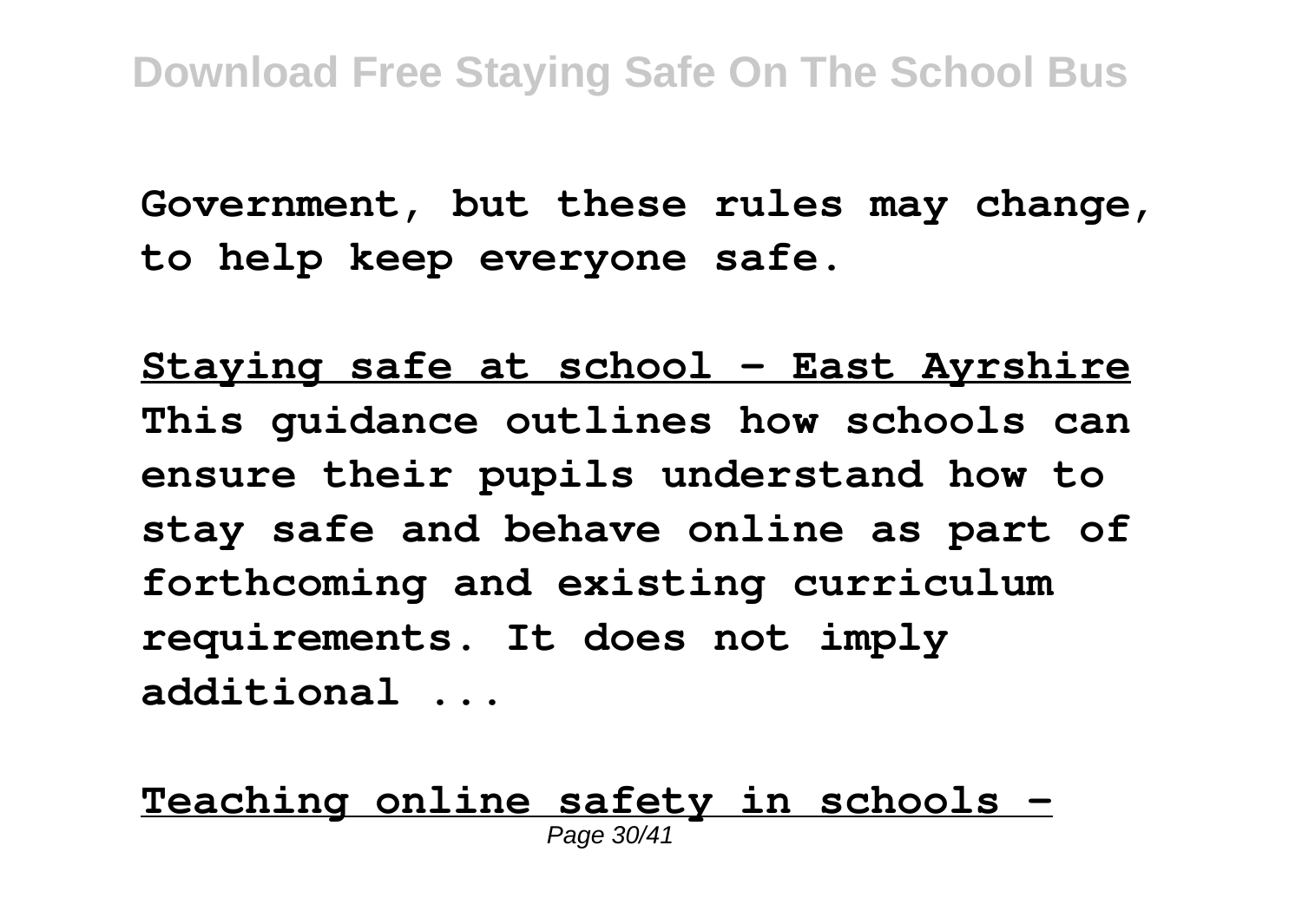**Government, but these rules may change, to help keep everyone safe.**

**Staying safe at school - East Ayrshire**

**This guidance outlines how schools can ensure their pupils understand how to stay safe and behave online as part of forthcoming and existing curriculum requirements. It does not imply additional ...**

**Teaching online safety in schools -**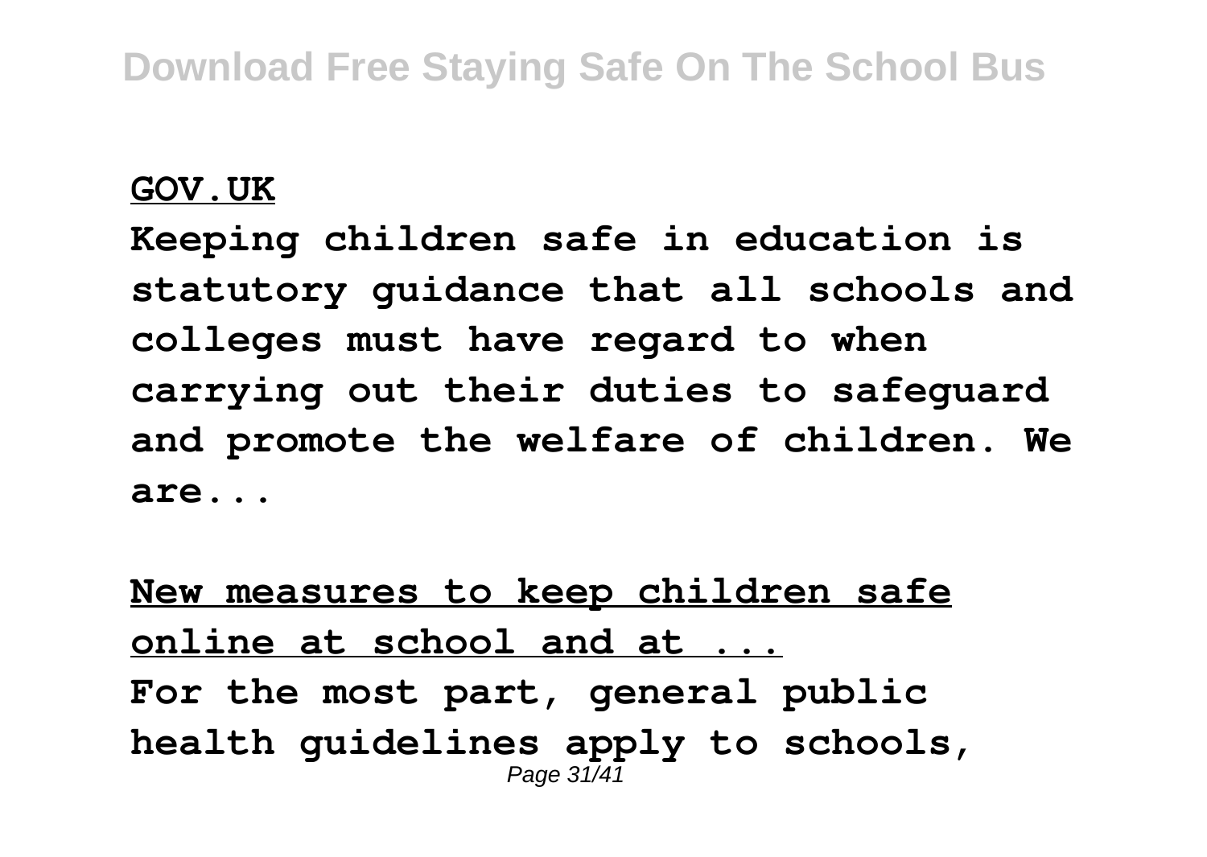**GOV.UK**

**Keeping children safe in education is statutory guidance that all schools and colleges must have regard to when carrying out their duties to safeguard and promote the welfare of children. We are...**

**New measures to keep children safe online at school and at ...**

**For the most part, general public health guidelines apply to schools,**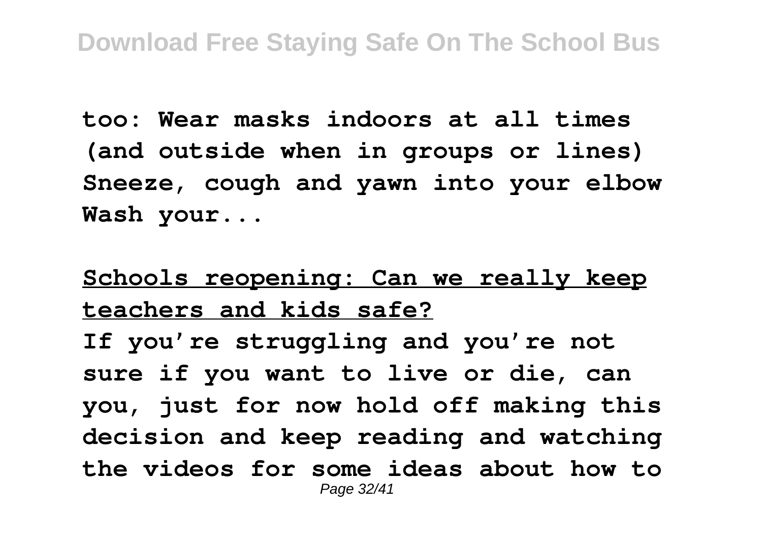too: Wear masks indoors at all times (and outside when in groups or lines) Sneeze, cough and yawn into your elbow Wash your...

**Schools reopening: Can we really keep teachers and kids safe?**

If you're struggling and you're not sure if you want to live or die, can you, just for now hold off making this decision and keep reading and watching the videos for some ideas about how to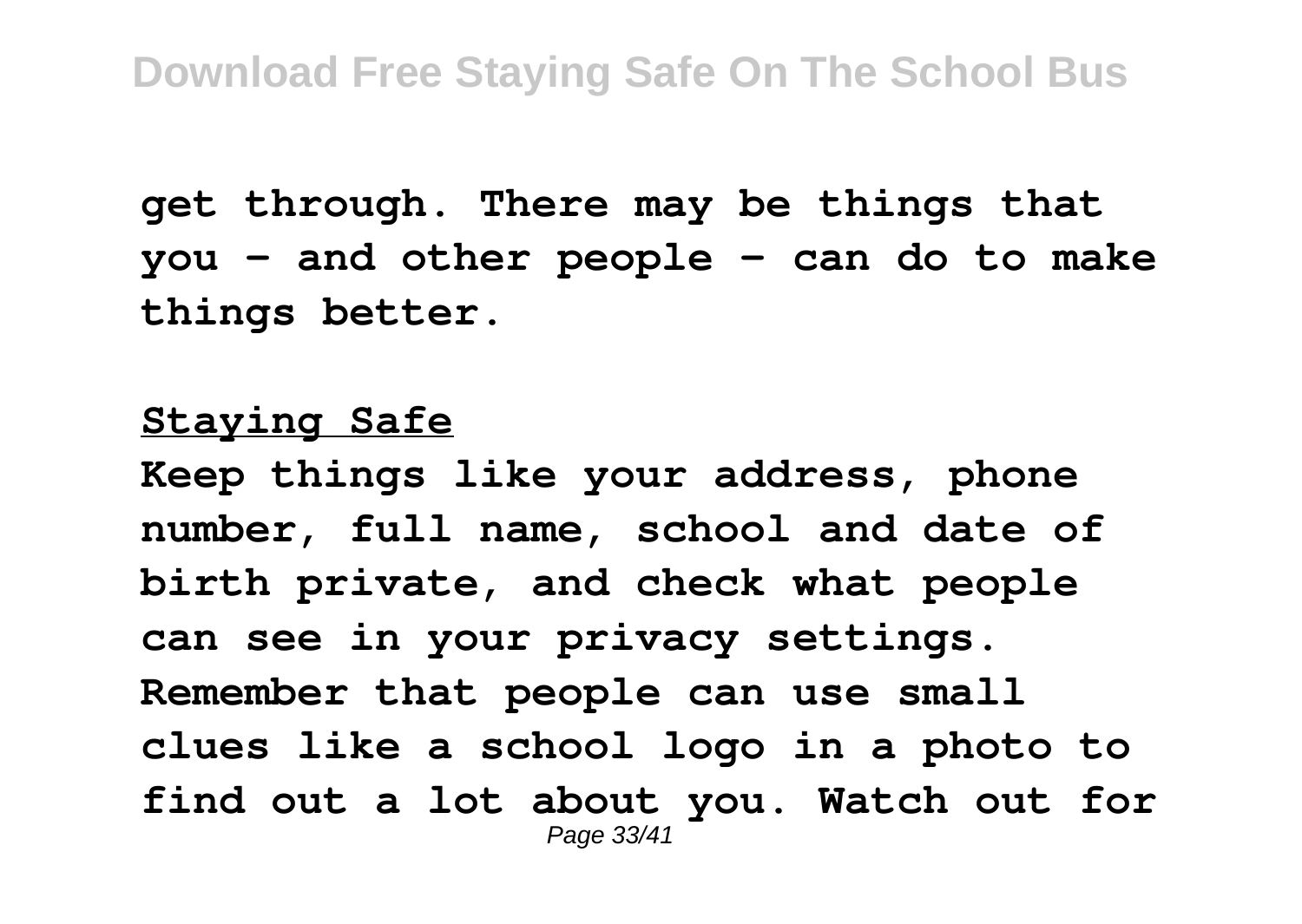**get through. There may be things that you – and other people – can do to make things better.**

**Staying Safe**

**Keep things like your address, phone number, full name, school and date of birth private, and check what people can see in your privacy settings. Remember that people can use small clues like a school logo in a photo to find out a lot about you. Watch out for**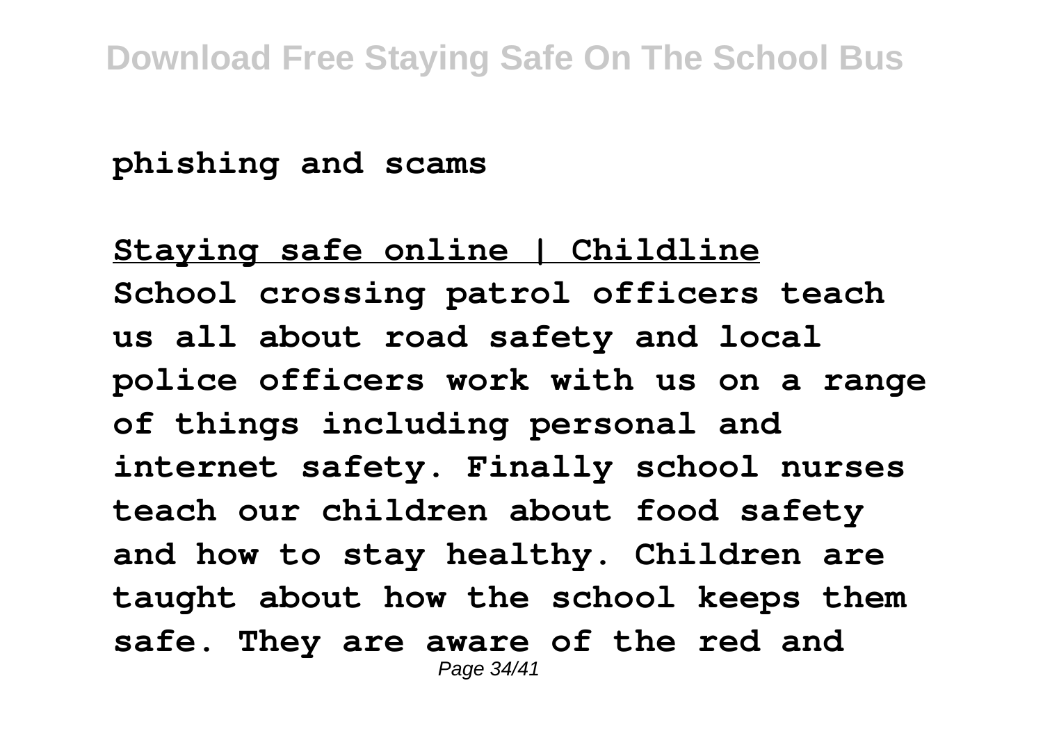**phishing and scams**

**Staying safe online | Childline**

**School crossing patrol officers teach us all about road safety and local police officers work with us on a range of things including personal and internet safety. Finally school nurses teach our children about food safety and how to stay healthy. Children are taught about how the school keeps them safe. They are aware of the red and**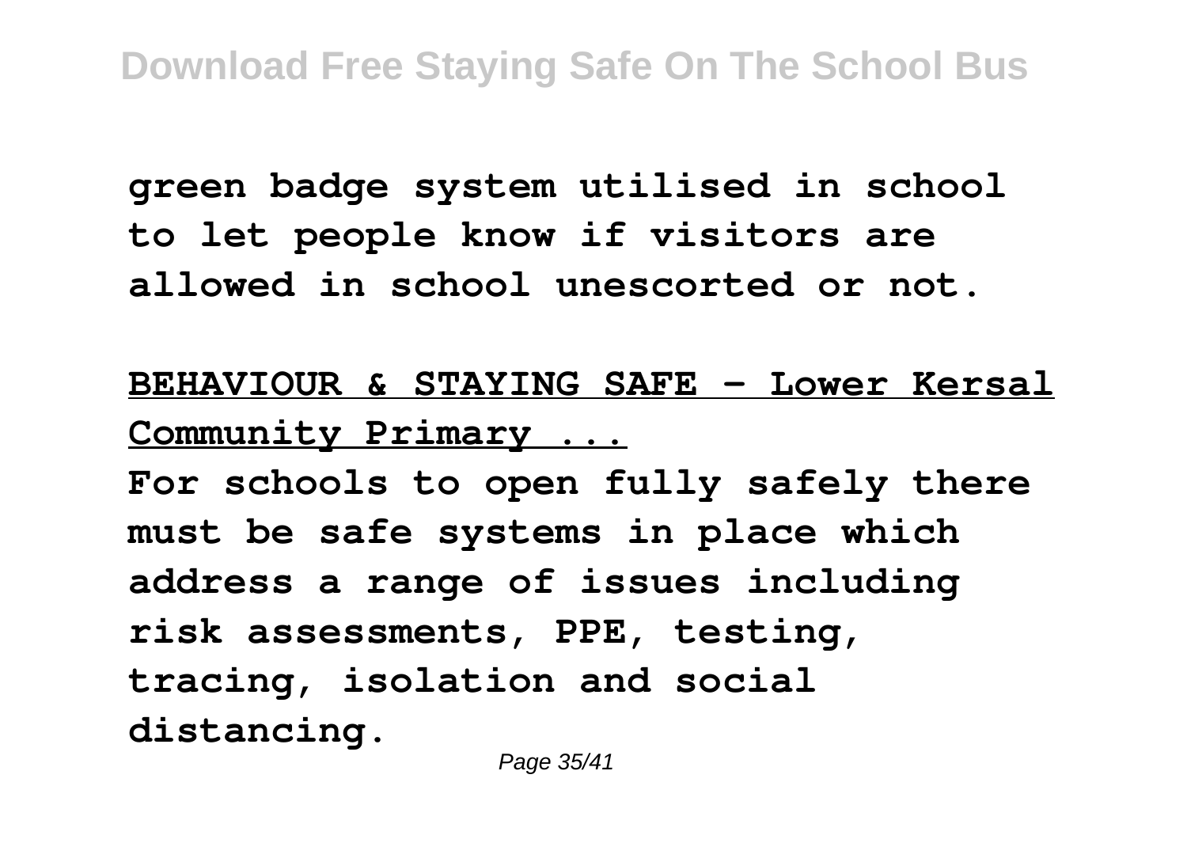**green badge system utilised in school to let people know if visitors are allowed in school unescorted or not.**

**BEHAVIOUR & STAYING SAFE - Lower Kersal Community Primary ...**

**For schools to open fully safely there must be safe systems in place which address a range of issues including risk assessments, PPE, testing, tracing, isolation and social distancing.**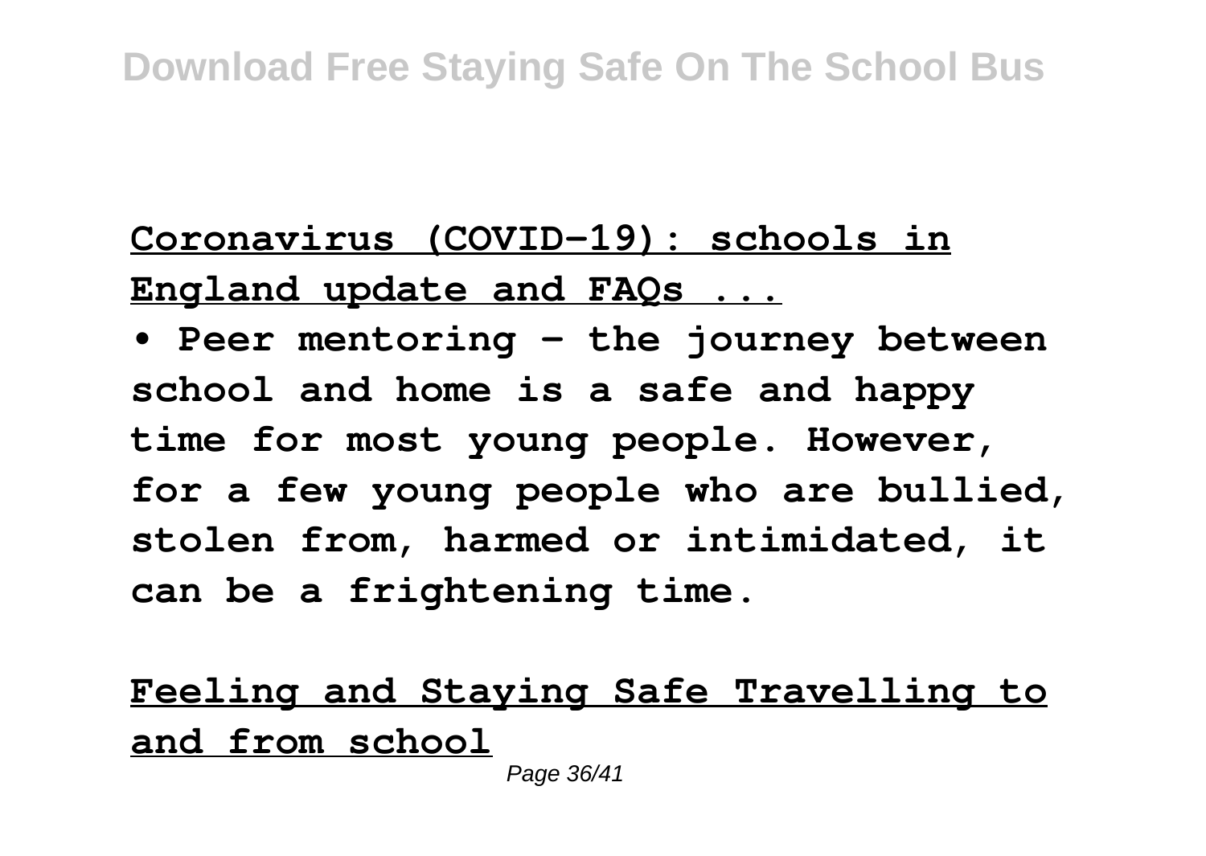**Coronavirus (COVID-19): schools in England update and FAQs ...**

**• Peer mentoring – the journey between school and home is a safe and happy time for most young people. However, for a few young people who are bullied, stolen from, harmed or intimidated, it can be a frightening time.**

**Feeling and Staying Safe Travelling to and from school**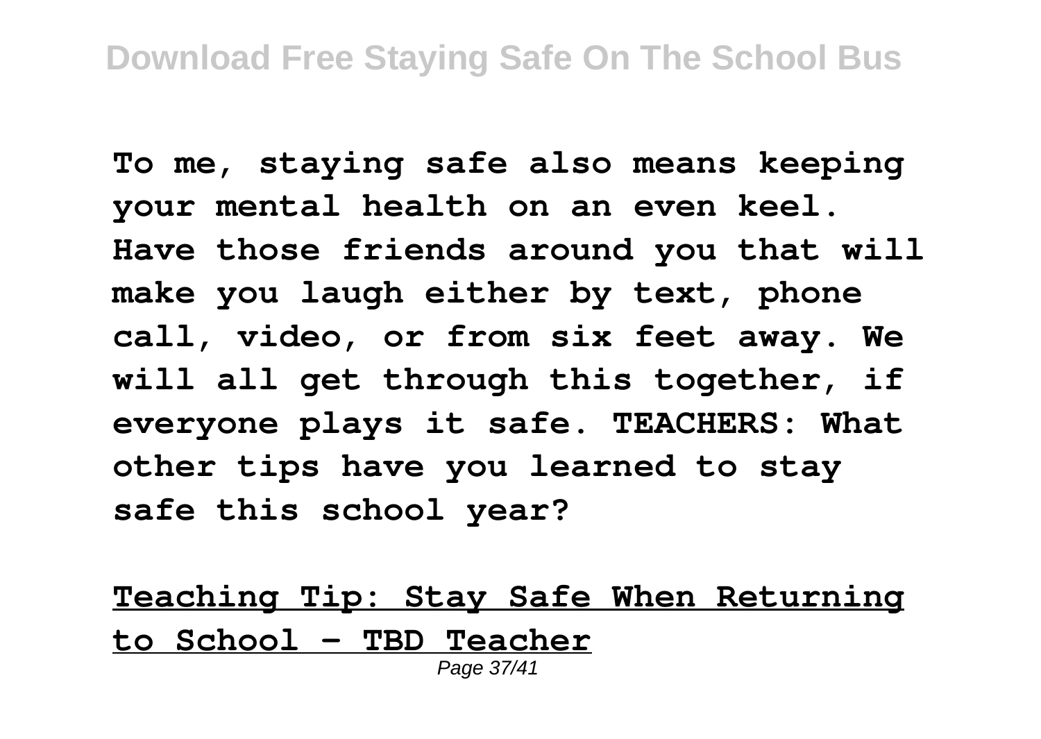**To me, staying safe also means keeping your mental health on an even keel. Have those friends around you that will make you laugh either by text, phone call, video, or from six feet away. We will all get through this together, if everyone plays it safe. TEACHERS: What other tips have you learned to stay safe this school year?**

**Teaching Tip: Stay Safe When Returning to School - TBD Teacher**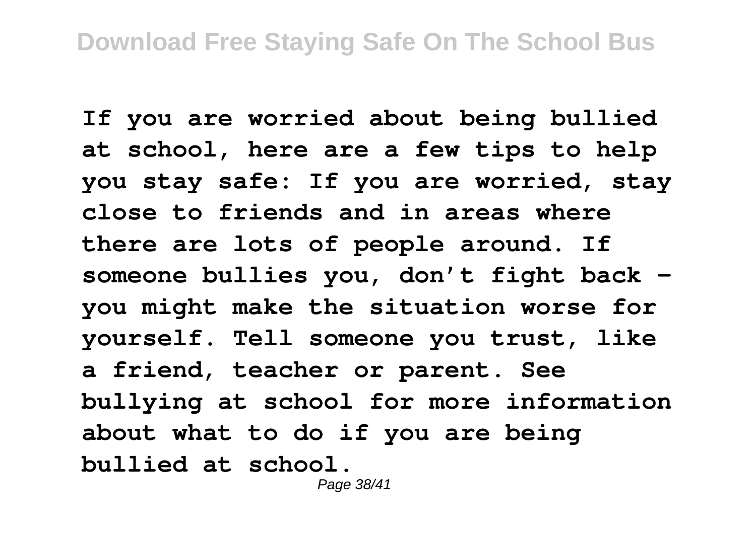**If you are worried about being bullied at school, here are a few tips to help you stay safe: If you are worried, stay close to friends and in areas where there are lots of people around. If someone bullies you, don't fight back - you might make the situation worse for yourself. Tell someone you trust, like a friend, teacher or parent. See bullying at school for more information about what to do if you are being bullied at school.**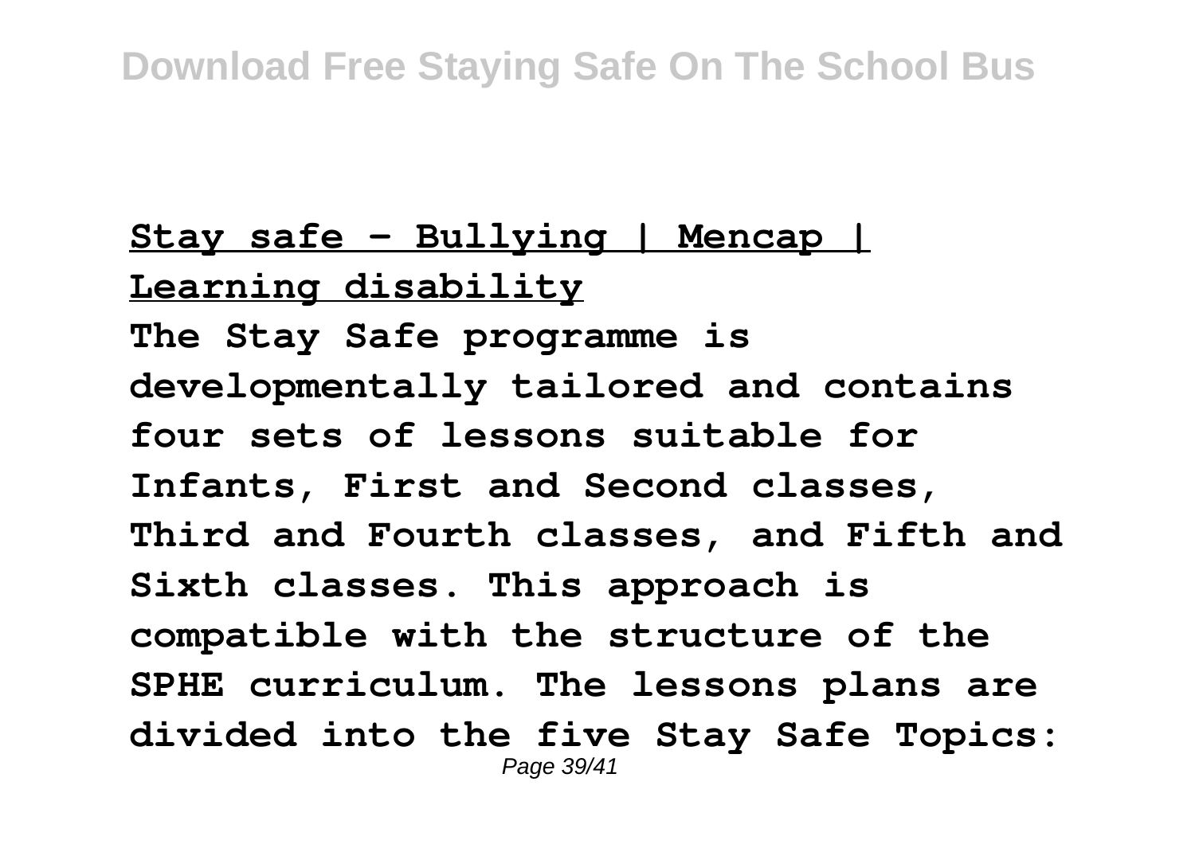**Stay safe - Bullying | Mencap | Learning disability**

**The Stay Safe programme is developmentally tailored and contains four sets of lessons suitable for Infants, First and Second classes, Third and Fourth classes, and Fifth and Sixth classes. This approach is compatible with the structure of the SPHE curriculum. The lessons plans are divided into the five Stay Safe Topics:**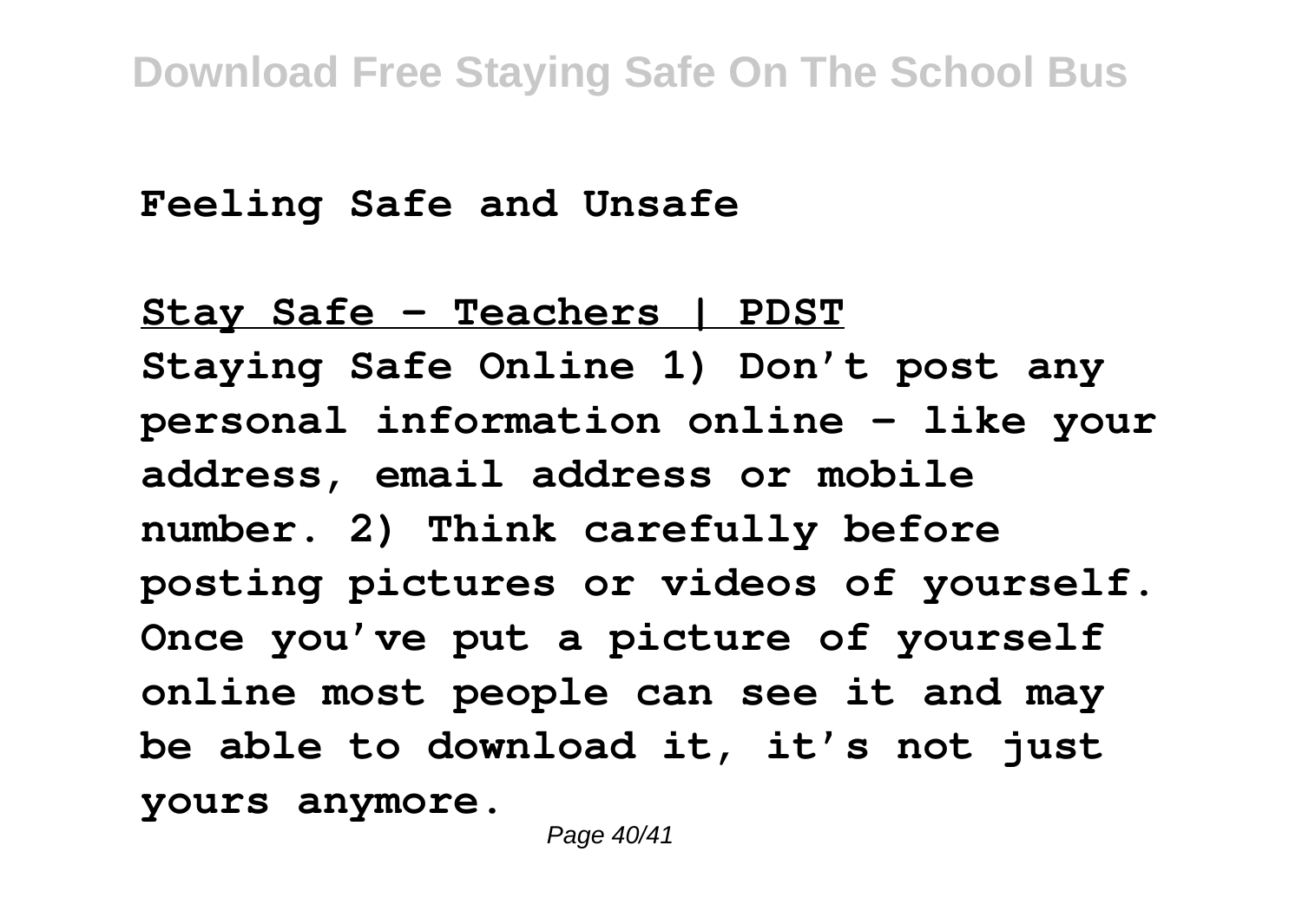**Feeling Safe and Unsafe**

**Stay Safe - Teachers | PDST**

**Staying Safe Online 1) Don't post any personal information online – like your address, email address or mobile number. 2) Think carefully before posting pictures or videos of yourself. Once you've put a picture of yourself online most people can see it and may be able to download it, it's not just yours anymore.**